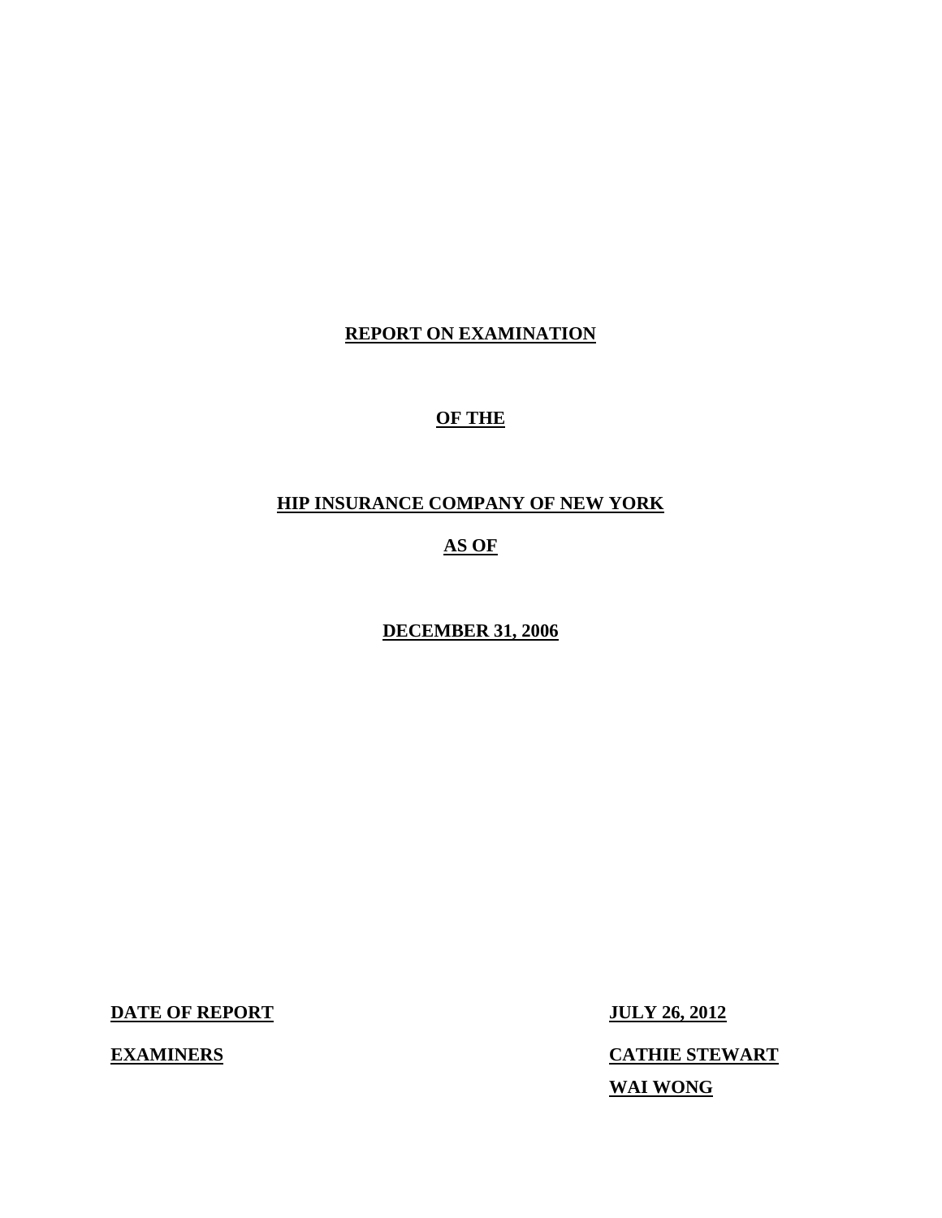**REPORT ON EXAMINATION**

**OF THE**

**HIP INSURANCE COMPANY OF NEW YORK**

**AS OF**

**DECEMBER 31, 2006**

| | |
|---|---|
| **DATE OF REPORT** | **JULY 26, 2012** |
| **EXAMINERS** | **CATHIE STEWART** |
| | **WAI WONG** |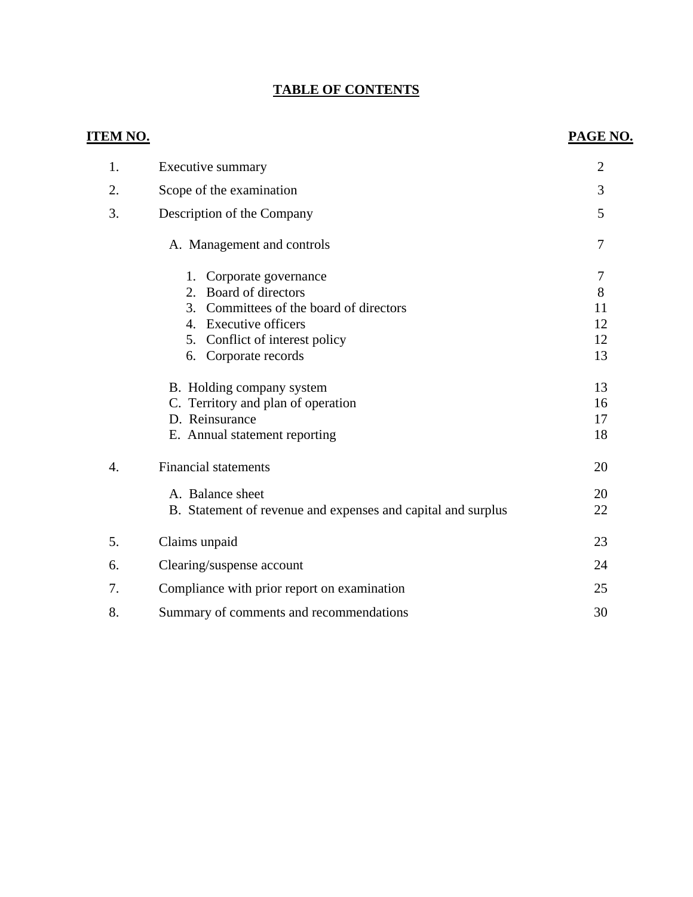# TABLE OF CONTENTS

| ITEM NO. | | PAGE NO. |
|---|---|---|
| 1. | Executive summary | 2 |
| 2. | Scope of the examination | 3 |
| 3. | Description of the Company | 5 |
| | A. Management and controls | 7 |
| | 1. Corporate governance | 7 |
| | 2. Board of directors | 8 |
| | 3. Committees of the board of directors | 11 |
| | 4. Executive officers | 12 |
| | 5. Conflict of interest policy | 12 |
| | 6. Corporate records | 13 |
| | B. Holding company system | 13 |
| | C. Territory and plan of operation | 16 |
| | D. Reinsurance | 17 |
| | E. Annual statement reporting | 18 |
| 4. | Financial statements | 20 |
| | A. Balance sheet | 20 |
| | B. Statement of revenue and expenses and capital and surplus | 22 |
| 5. | Claims unpaid | 23 |
| 6. | Clearing/suspense account | 24 |
| 7. | Compliance with prior report on examination | 25 |
| 8. | Summary of comments and recommendations | 30 |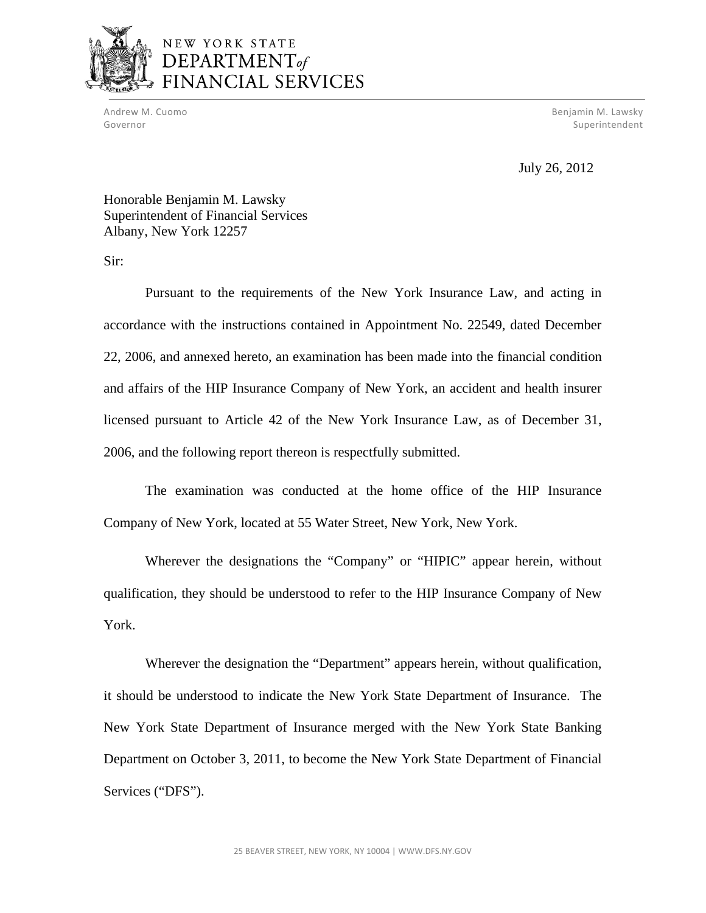# NEW YORK STATE DEPARTMENT *of* FINANCIAL SERVICES

Andrew M. Cuomo
Governor

Benjamin M. Lawsky
Superintendent

July 26, 2012

Honorable Benjamin M. Lawsky
Superintendent of Financial Services
Albany, New York 12257

Sir:

Pursuant to the requirements of the New York Insurance Law, and acting in accordance with the instructions contained in Appointment No. 22549, dated December 22, 2006, and annexed hereto, an examination has been made into the financial condition and affairs of the HIP Insurance Company of New York, an accident and health insurer licensed pursuant to Article 42 of the New York Insurance Law, as of December 31, 2006, and the following report thereon is respectfully submitted.

The examination was conducted at the home office of the HIP Insurance Company of New York, located at 55 Water Street, New York, New York.

Wherever the designations the "Company" or "HIPIC" appear herein, without qualification, they should be understood to refer to the HIP Insurance Company of New York.

Wherever the designation the "Department" appears herein, without qualification, it should be understood to indicate the New York State Department of Insurance. The New York State Department of Insurance merged with the New York State Banking Department on October 3, 2011, to become the New York State Department of Financial Services ("DFS").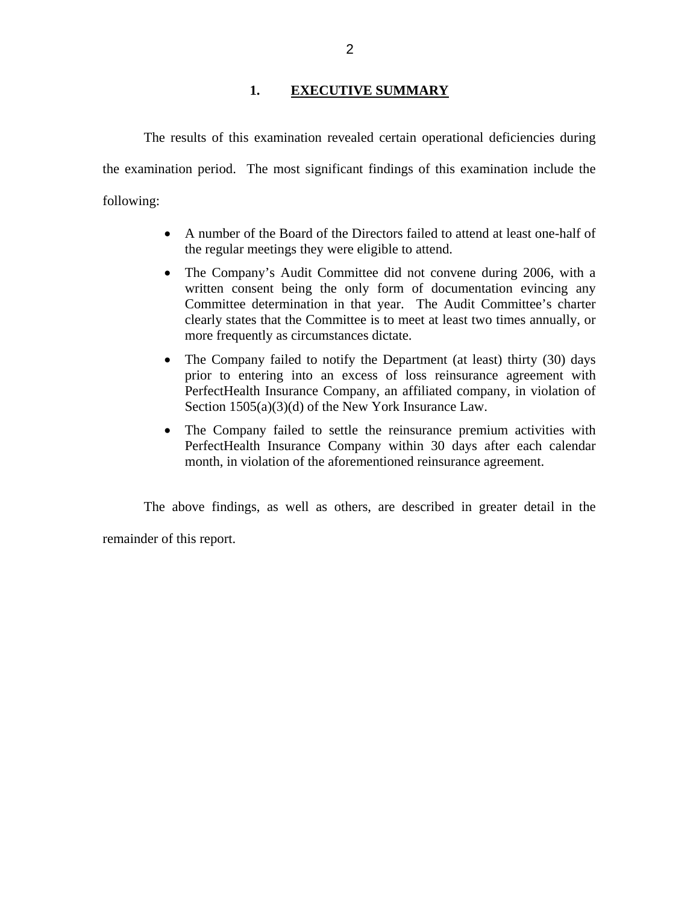## 1. EXECUTIVE SUMMARY

The results of this examination revealed certain operational deficiencies during the examination period. The most significant findings of this examination include the following:

- A number of the Board of the Directors failed to attend at least one-half of the regular meetings they were eligible to attend.
- The Company's Audit Committee did not convene during 2006, with a written consent being the only form of documentation evincing any Committee determination in that year. The Audit Committee's charter clearly states that the Committee is to meet at least two times annually, or more frequently as circumstances dictate.
- The Company failed to notify the Department (at least) thirty (30) days prior to entering into an excess of loss reinsurance agreement with PerfectHealth Insurance Company, an affiliated company, in violation of Section 1505(a)(3)(d) of the New York Insurance Law.
- The Company failed to settle the reinsurance premium activities with PerfectHealth Insurance Company within 30 days after each calendar month, in violation of the aforementioned reinsurance agreement.

The above findings, as well as others, are described in greater detail in the remainder of this report.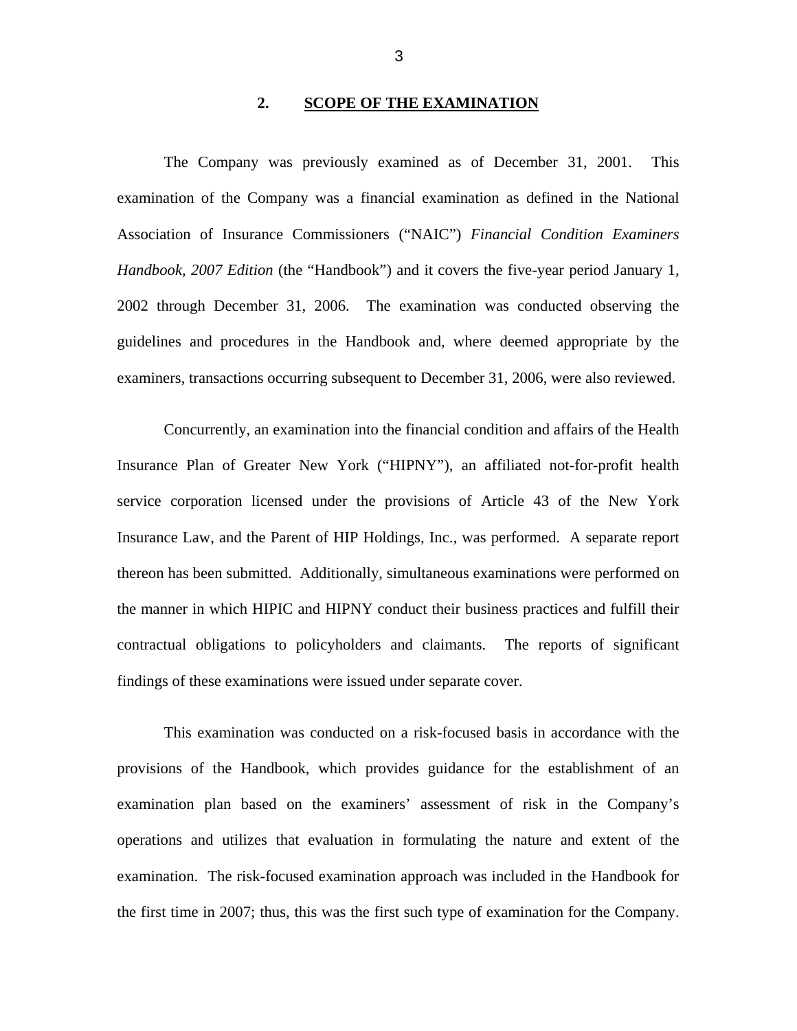## 2. SCOPE OF THE EXAMINATION

The Company was previously examined as of December 31, 2001. This examination of the Company was a financial examination as defined in the National Association of Insurance Commissioners ("NAIC") *Financial Condition Examiners Handbook, 2007 Edition* (the "Handbook") and it covers the five-year period January 1, 2002 through December 31, 2006. The examination was conducted observing the guidelines and procedures in the Handbook and, where deemed appropriate by the examiners, transactions occurring subsequent to December 31, 2006, were also reviewed.

Concurrently, an examination into the financial condition and affairs of the Health Insurance Plan of Greater New York ("HIPNY"), an affiliated not-for-profit health service corporation licensed under the provisions of Article 43 of the New York Insurance Law, and the Parent of HIP Holdings, Inc., was performed. A separate report thereon has been submitted. Additionally, simultaneous examinations were performed on the manner in which HIPIC and HIPNY conduct their business practices and fulfill their contractual obligations to policyholders and claimants. The reports of significant findings of these examinations were issued under separate cover.

This examination was conducted on a risk-focused basis in accordance with the provisions of the Handbook, which provides guidance for the establishment of an examination plan based on the examiners' assessment of risk in the Company's operations and utilizes that evaluation in formulating the nature and extent of the examination. The risk-focused examination approach was included in the Handbook for the first time in 2007; thus, this was the first such type of examination for the Company.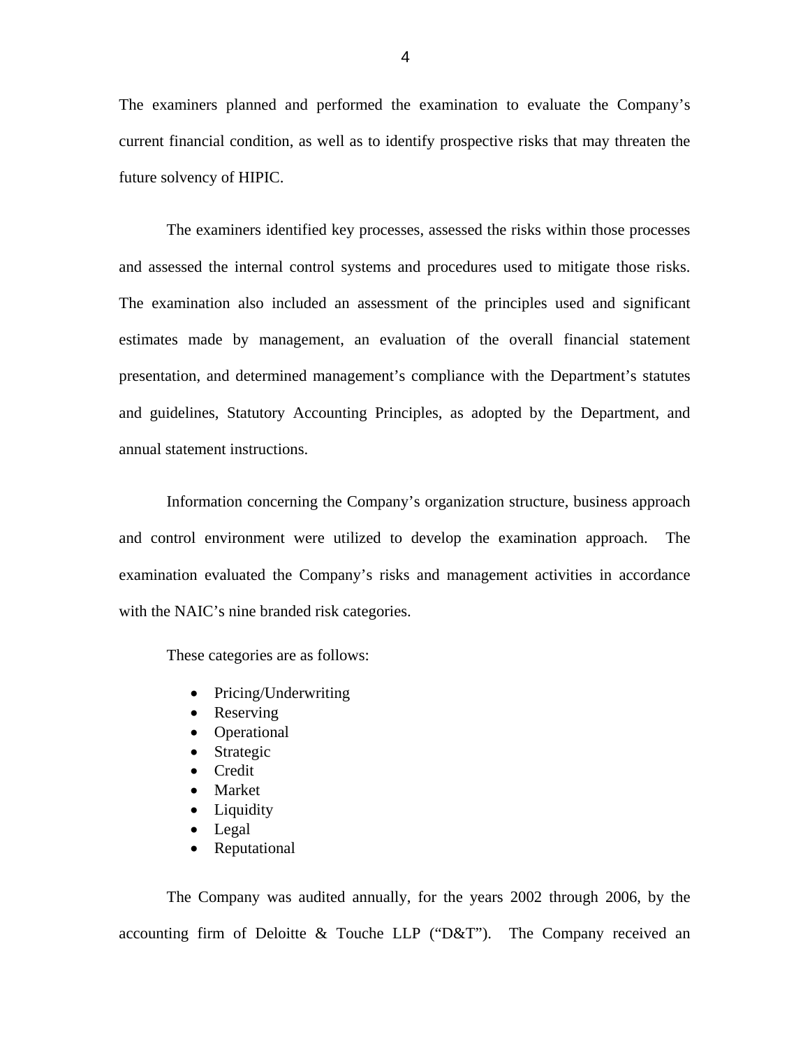The examiners planned and performed the examination to evaluate the Company's current financial condition, as well as to identify prospective risks that may threaten the future solvency of HIPIC.

The examiners identified key processes, assessed the risks within those processes and assessed the internal control systems and procedures used to mitigate those risks. The examination also included an assessment of the principles used and significant estimates made by management, an evaluation of the overall financial statement presentation, and determined management's compliance with the Department's statutes and guidelines, Statutory Accounting Principles, as adopted by the Department, and annual statement instructions.

Information concerning the Company's organization structure, business approach and control environment were utilized to develop the examination approach. The examination evaluated the Company's risks and management activities in accordance with the NAIC's nine branded risk categories.

These categories are as follows:

- Pricing/Underwriting
- Reserving
- Operational
- Strategic
- Credit
- Market
- Liquidity
- Legal
- Reputational

The Company was audited annually, for the years 2002 through 2006, by the accounting firm of Deloitte & Touche LLP ("D&T"). The Company received an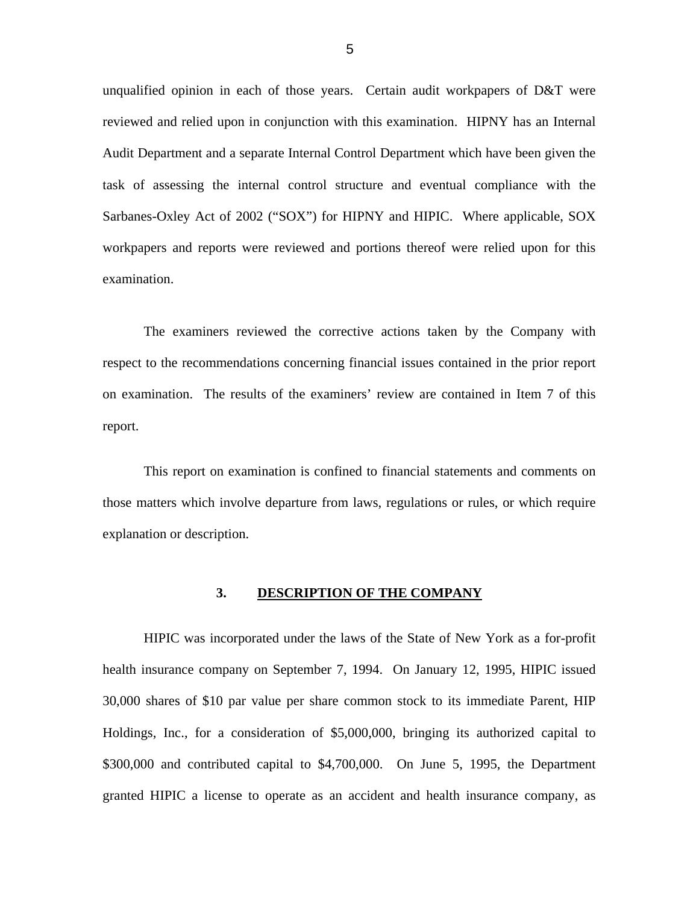unqualified opinion in each of those years. Certain audit workpapers of D&T were reviewed and relied upon in conjunction with this examination. HIPNY has an Internal Audit Department and a separate Internal Control Department which have been given the task of assessing the internal control structure and eventual compliance with the Sarbanes-Oxley Act of 2002 ("SOX") for HIPNY and HIPIC. Where applicable, SOX workpapers and reports were reviewed and portions thereof were relied upon for this examination.

The examiners reviewed the corrective actions taken by the Company with respect to the recommendations concerning financial issues contained in the prior report on examination. The results of the examiners' review are contained in Item 7 of this report.

This report on examination is confined to financial statements and comments on those matters which involve departure from laws, regulations or rules, or which require explanation or description.

## 3. DESCRIPTION OF THE COMPANY

HIPIC was incorporated under the laws of the State of New York as a for-profit health insurance company on September 7, 1994. On January 12, 1995, HIPIC issued 30,000 shares of $10 par value per share common stock to its immediate Parent, HIP Holdings, Inc., for a consideration of $5,000,000, bringing its authorized capital to $300,000 and contributed capital to $4,700,000. On June 5, 1995, the Department granted HIPIC a license to operate as an accident and health insurance company, as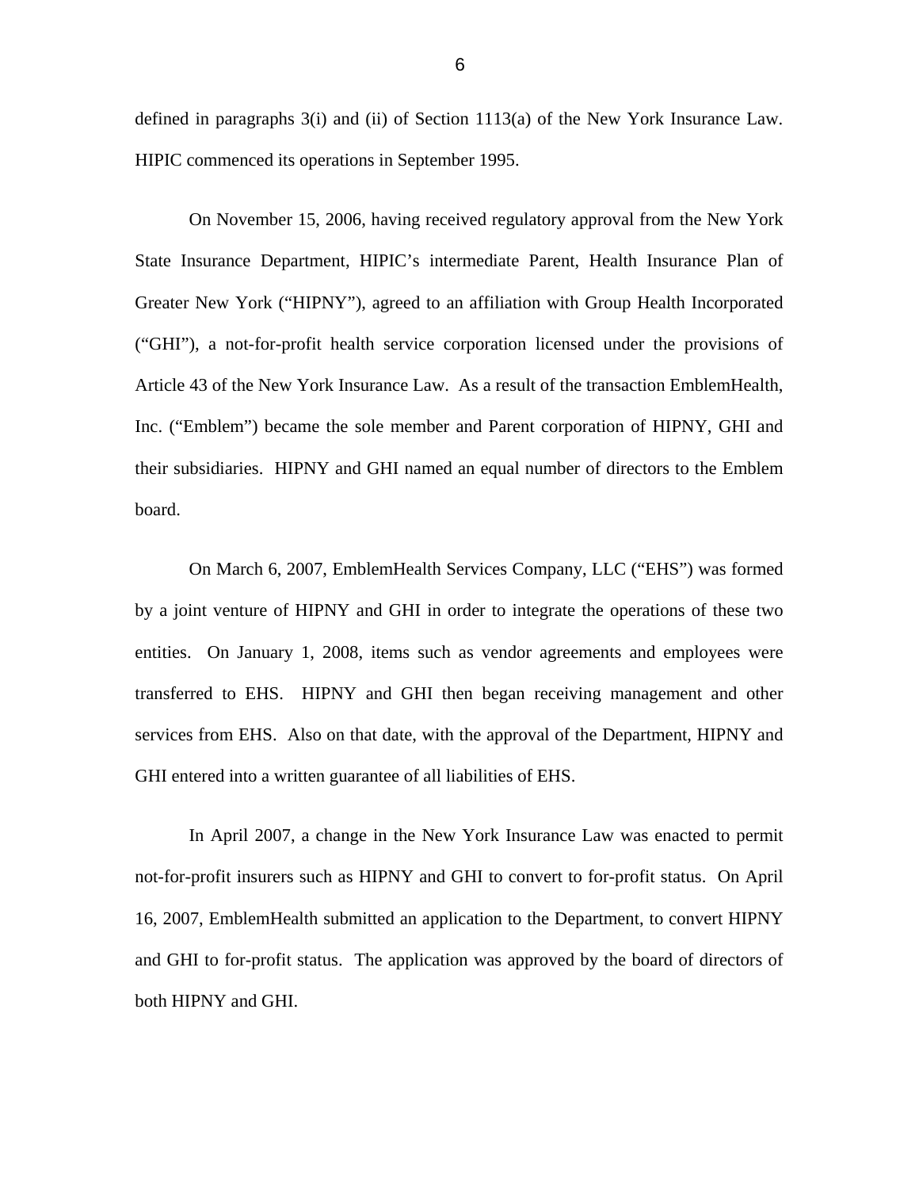defined in paragraphs 3(i) and (ii) of Section 1113(a) of the New York Insurance Law. HIPIC commenced its operations in September 1995.

On November 15, 2006, having received regulatory approval from the New York State Insurance Department, HIPIC's intermediate Parent, Health Insurance Plan of Greater New York ("HIPNY"), agreed to an affiliation with Group Health Incorporated ("GHI"), a not-for-profit health service corporation licensed under the provisions of Article 43 of the New York Insurance Law. As a result of the transaction EmblemHealth, Inc. ("Emblem") became the sole member and Parent corporation of HIPNY, GHI and their subsidiaries. HIPNY and GHI named an equal number of directors to the Emblem board.

On March 6, 2007, EmblemHealth Services Company, LLC ("EHS") was formed by a joint venture of HIPNY and GHI in order to integrate the operations of these two entities. On January 1, 2008, items such as vendor agreements and employees were transferred to EHS. HIPNY and GHI then began receiving management and other services from EHS. Also on that date, with the approval of the Department, HIPNY and GHI entered into a written guarantee of all liabilities of EHS.

In April 2007, a change in the New York Insurance Law was enacted to permit not-for-profit insurers such as HIPNY and GHI to convert to for-profit status. On April 16, 2007, EmblemHealth submitted an application to the Department, to convert HIPNY and GHI to for-profit status. The application was approved by the board of directors of both HIPNY and GHI.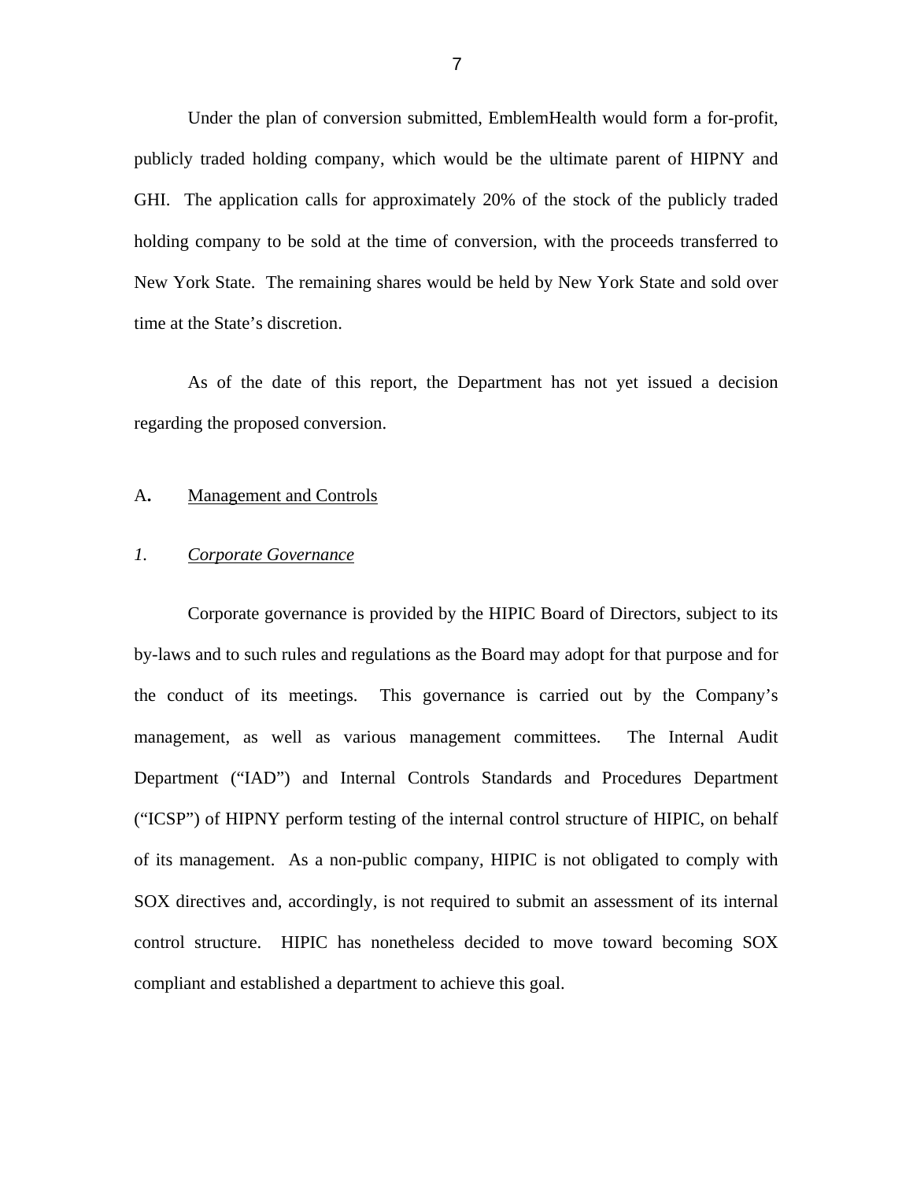Under the plan of conversion submitted, EmblemHealth would form a for-profit, publicly traded holding company, which would be the ultimate parent of HIPNY and GHI. The application calls for approximately 20% of the stock of the publicly traded holding company to be sold at the time of conversion, with the proceeds transferred to New York State. The remaining shares would be held by New York State and sold over time at the State's discretion.

As of the date of this report, the Department has not yet issued a decision regarding the proposed conversion.

## A. Management and Controls

### *1. Corporate Governance*

Corporate governance is provided by the HIPIC Board of Directors, subject to its by-laws and to such rules and regulations as the Board may adopt for that purpose and for the conduct of its meetings. This governance is carried out by the Company's management, as well as various management committees. The Internal Audit Department ("IAD") and Internal Controls Standards and Procedures Department ("ICSP") of HIPNY perform testing of the internal control structure of HIPIC, on behalf of its management. As a non-public company, HIPIC is not obligated to comply with SOX directives and, accordingly, is not required to submit an assessment of its internal control structure. HIPIC has nonetheless decided to move toward becoming SOX compliant and established a department to achieve this goal.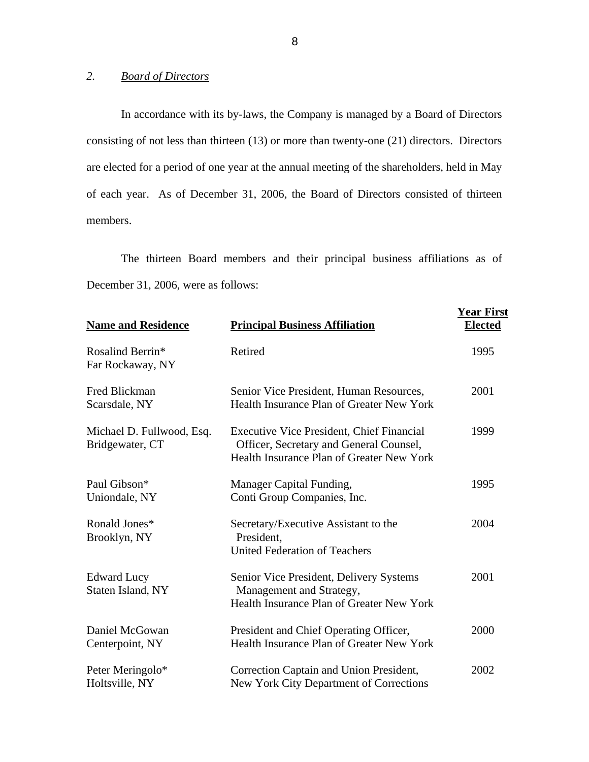## 2. *Board of Directors*

In accordance with its by-laws, the Company is managed by a Board of Directors consisting of not less than thirteen (13) or more than twenty-one (21) directors. Directors are elected for a period of one year at the annual meeting of the shareholders, held in May of each year. As of December 31, 2006, the Board of Directors consisted of thirteen members.

The thirteen Board members and their principal business affiliations as of December 31, 2006, were as follows:

| Name and Residence | Principal Business Affiliation | Year First Elected |
|---|---|---|
| Rosalind Berrin*<br>Far Rockaway, NY | Retired | 1995 |
| Fred Blickman<br>Scarsdale, NY | Senior Vice President, Human Resources,<br>Health Insurance Plan of Greater New York | 2001 |
| Michael D. Fullwood, Esq.<br>Bridgewater, CT | Executive Vice President, Chief Financial Officer, Secretary and General Counsel,<br>Health Insurance Plan of Greater New York | 1999 |
| Paul Gibson*<br>Uniondale, NY | Manager Capital Funding,<br>Conti Group Companies, Inc. | 1995 |
| Ronald Jones*<br>Brooklyn, NY | Secretary/Executive Assistant to the President,<br>United Federation of Teachers | 2004 |
| Edward Lucy<br>Staten Island, NY | Senior Vice President, Delivery Systems Management and Strategy,<br>Health Insurance Plan of Greater New York | 2001 |
| Daniel McGowan<br>Centerpoint, NY | President and Chief Operating Officer,<br>Health Insurance Plan of Greater New York | 2000 |
| Peter Meringolo*<br>Holtsville, NY | Correction Captain and Union President,<br>New York City Department of Corrections | 2002 |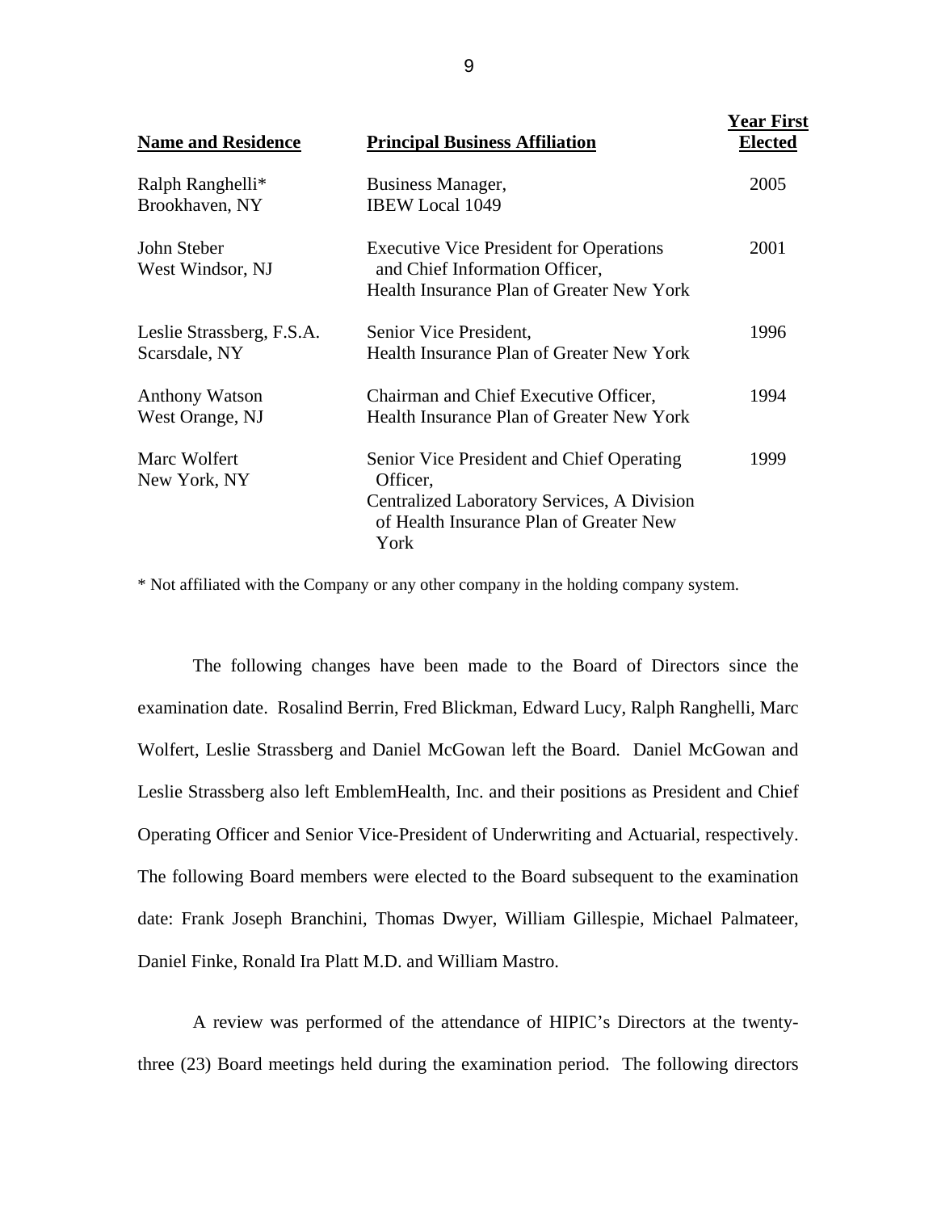| Name and Residence | Principal Business Affiliation | Year First Elected |
|---|---|---|
| Ralph Ranghelli*<br>Brookhaven, NY | Business Manager,<br>IBEW Local 1049 | 2005 |
| John Steber<br>West Windsor, NJ | Executive Vice President for Operations and Chief Information Officer,<br>Health Insurance Plan of Greater New York | 2001 |
| Leslie Strassberg, F.S.A.<br>Scarsdale, NY | Senior Vice President,<br>Health Insurance Plan of Greater New York | 1996 |
| Anthony Watson<br>West Orange, NJ | Chairman and Chief Executive Officer,<br>Health Insurance Plan of Greater New York | 1994 |
| Marc Wolfert<br>New York, NY | Senior Vice President and Chief Operating Officer,<br>Centralized Laboratory Services, A Division of Health Insurance Plan of Greater New York | 1999 |

* Not affiliated with the Company or any other company in the holding company system.

The following changes have been made to the Board of Directors since the examination date. Rosalind Berrin, Fred Blickman, Edward Lucy, Ralph Ranghelli, Marc Wolfert, Leslie Strassberg and Daniel McGowan left the Board. Daniel McGowan and Leslie Strassberg also left EmblemHealth, Inc. and their positions as President and Chief Operating Officer and Senior Vice-President of Underwriting and Actuarial, respectively. The following Board members were elected to the Board subsequent to the examination date: Frank Joseph Branchini, Thomas Dwyer, William Gillespie, Michael Palmateer, Daniel Finke, Ronald Ira Platt M.D. and William Mastro.

A review was performed of the attendance of HIPIC's Directors at the twenty-three (23) Board meetings held during the examination period. The following directors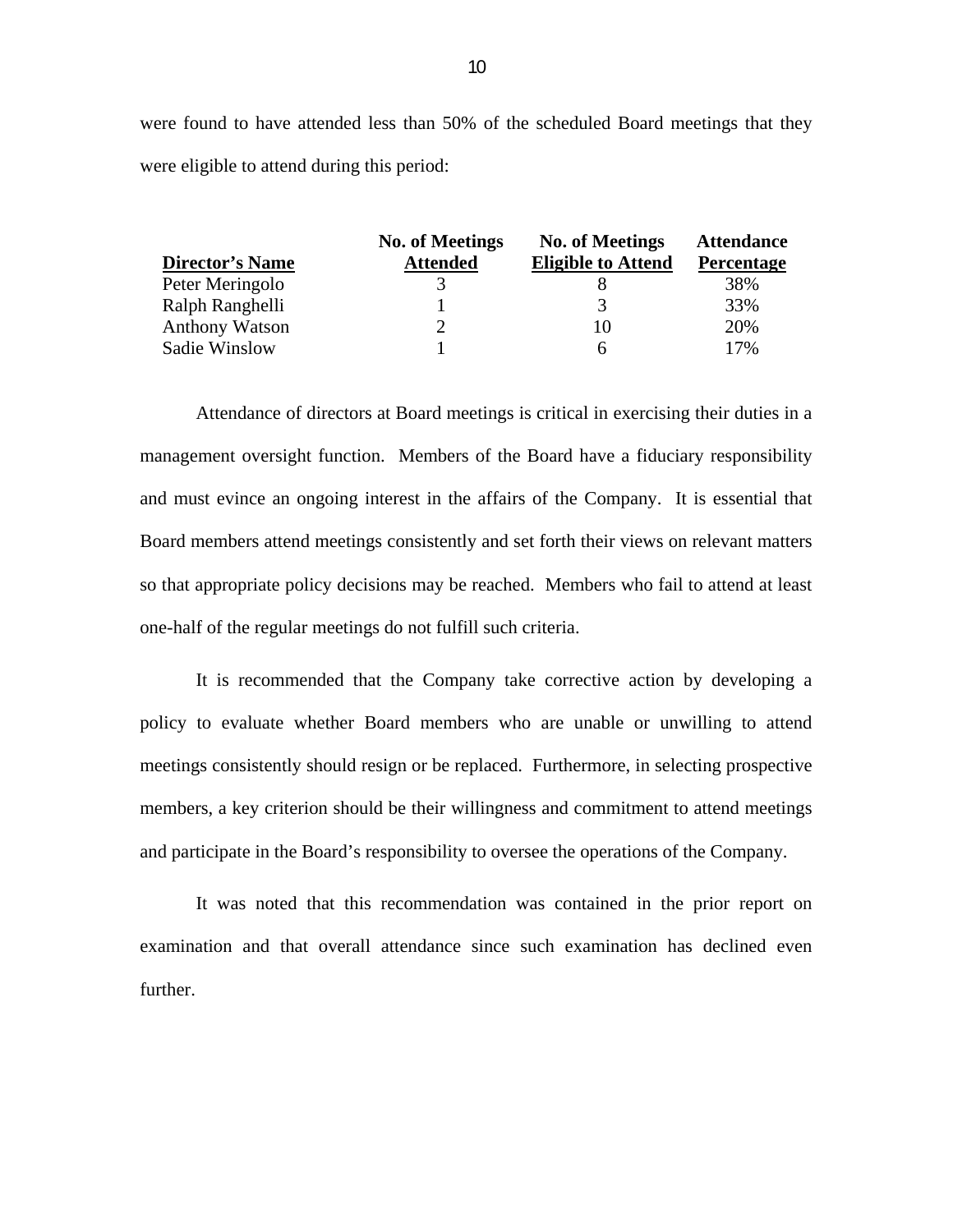were found to have attended less than 50% of the scheduled Board meetings that they were eligible to attend during this period:

| Director's Name | No. of Meetings Attended | No. of Meetings Eligible to Attend | Attendance Percentage |
|---|---|---|---|
| Peter Meringolo | 3 | 8 | 38% |
| Ralph Ranghelli | 1 | 3 | 33% |
| Anthony Watson | 2 | 10 | 20% |
| Sadie Winslow | 1 | 6 | 17% |

Attendance of directors at Board meetings is critical in exercising their duties in a management oversight function. Members of the Board have a fiduciary responsibility and must evince an ongoing interest in the affairs of the Company. It is essential that Board members attend meetings consistently and set forth their views on relevant matters so that appropriate policy decisions may be reached. Members who fail to attend at least one-half of the regular meetings do not fulfill such criteria.

It is recommended that the Company take corrective action by developing a policy to evaluate whether Board members who are unable or unwilling to attend meetings consistently should resign or be replaced. Furthermore, in selecting prospective members, a key criterion should be their willingness and commitment to attend meetings and participate in the Board's responsibility to oversee the operations of the Company.

It was noted that this recommendation was contained in the prior report on examination and that overall attendance since such examination has declined even further.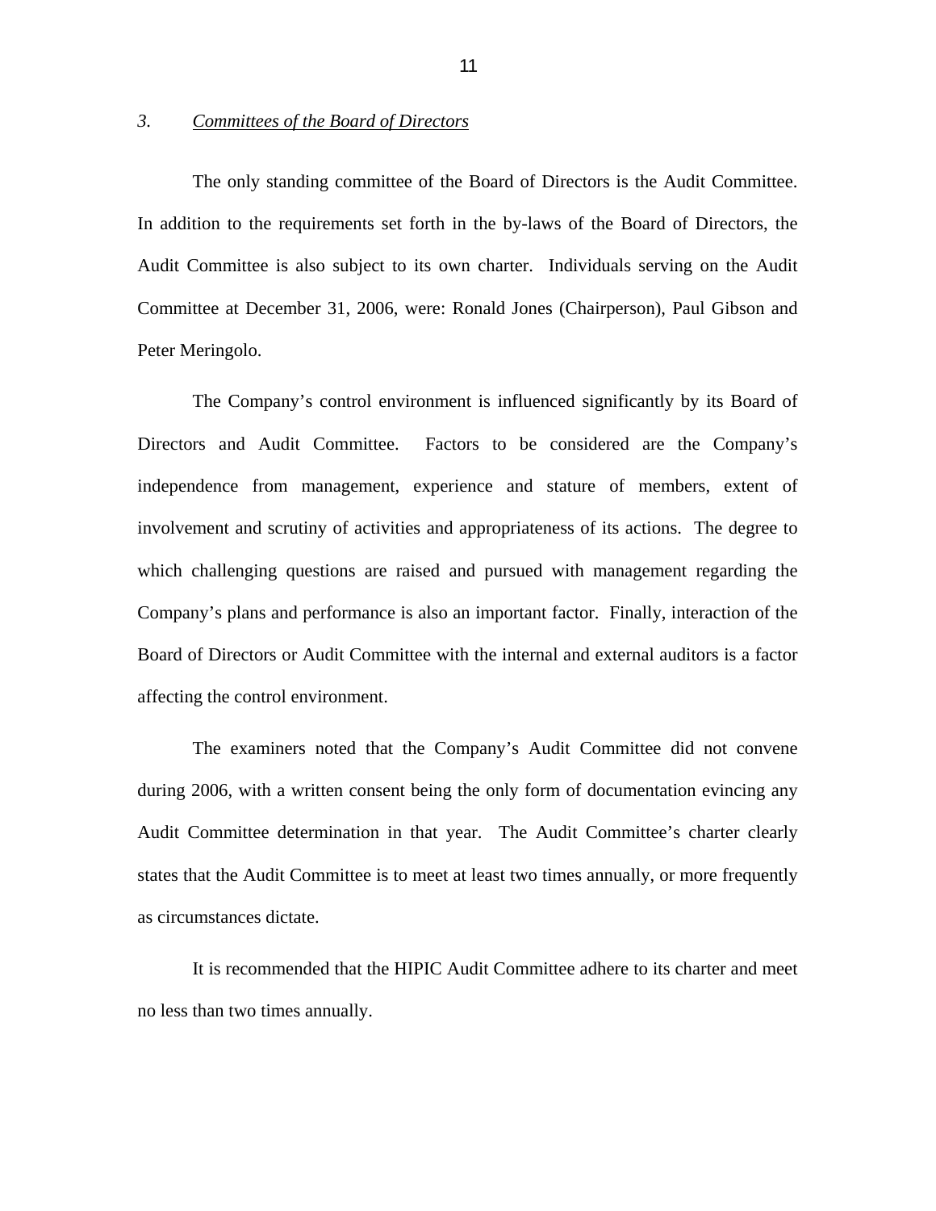### 3. *Committees of the Board of Directors*

The only standing committee of the Board of Directors is the Audit Committee. In addition to the requirements set forth in the by-laws of the Board of Directors, the Audit Committee is also subject to its own charter. Individuals serving on the Audit Committee at December 31, 2006, were: Ronald Jones (Chairperson), Paul Gibson and Peter Meringolo.

The Company's control environment is influenced significantly by its Board of Directors and Audit Committee. Factors to be considered are the Company's independence from management, experience and stature of members, extent of involvement and scrutiny of activities and appropriateness of its actions. The degree to which challenging questions are raised and pursued with management regarding the Company's plans and performance is also an important factor. Finally, interaction of the Board of Directors or Audit Committee with the internal and external auditors is a factor affecting the control environment.

The examiners noted that the Company's Audit Committee did not convene during 2006, with a written consent being the only form of documentation evincing any Audit Committee determination in that year. The Audit Committee's charter clearly states that the Audit Committee is to meet at least two times annually, or more frequently as circumstances dictate.

It is recommended that the HIPIC Audit Committee adhere to its charter and meet no less than two times annually.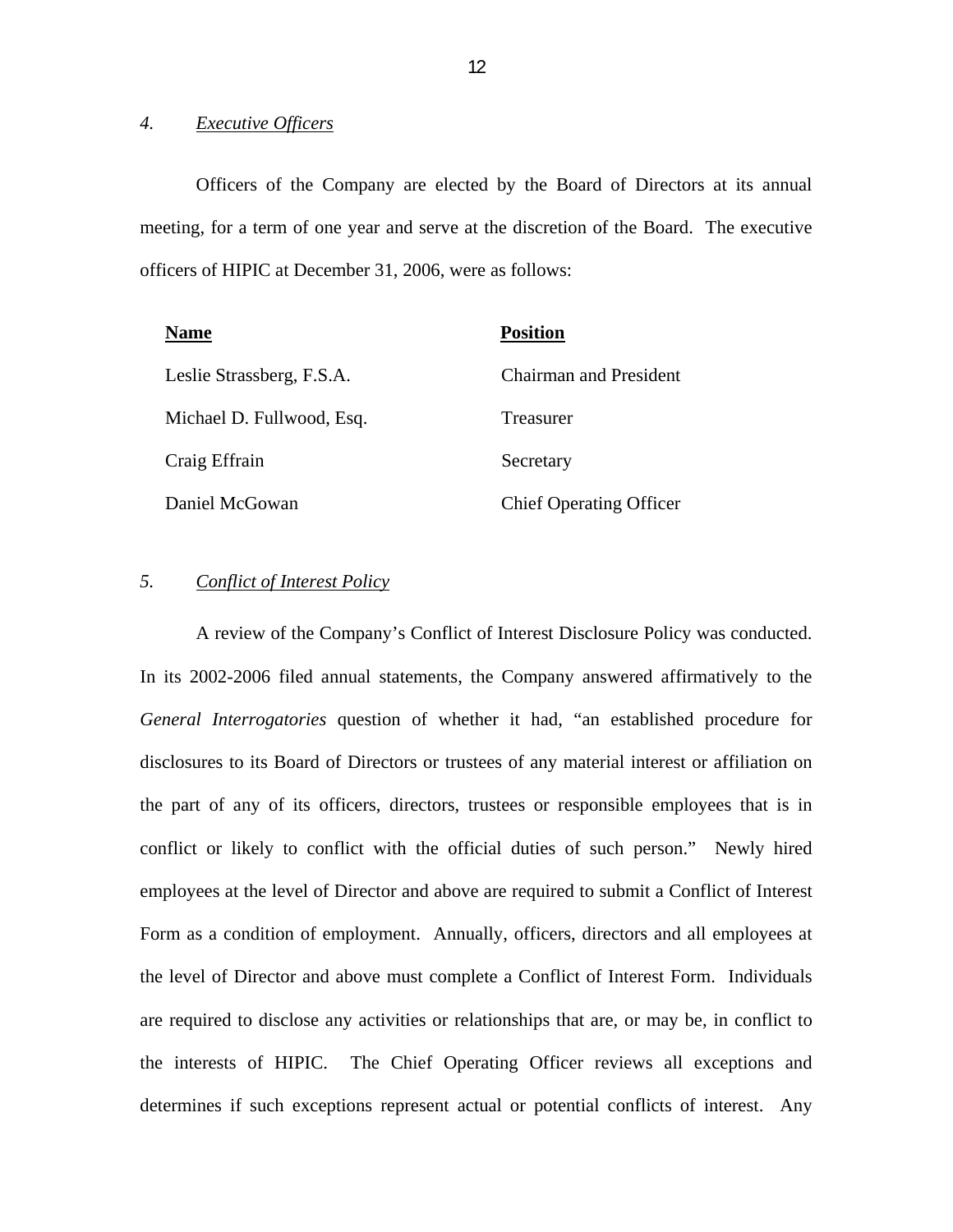### 4. *Executive Officers*

Officers of the Company are elected by the Board of Directors at its annual meeting, for a term of one year and serve at the discretion of the Board. The executive officers of HIPIC at December 31, 2006, were as follows:

| **Name** | **Position** |
|---|---|
| Leslie Strassberg, F.S.A. | Chairman and President |
| Michael D. Fullwood, Esq. | Treasurer |
| Craig Effrain | Secretary |
| Daniel McGowan | Chief Operating Officer |

### 5. *Conflict of Interest Policy*

A review of the Company's Conflict of Interest Disclosure Policy was conducted. In its 2002-2006 filed annual statements, the Company answered affirmatively to the *General Interrogatories* question of whether it had, "an established procedure for disclosures to its Board of Directors or trustees of any material interest or affiliation on the part of any of its officers, directors, trustees or responsible employees that is in conflict or likely to conflict with the official duties of such person." Newly hired employees at the level of Director and above are required to submit a Conflict of Interest Form as a condition of employment. Annually, officers, directors and all employees at the level of Director and above must complete a Conflict of Interest Form. Individuals are required to disclose any activities or relationships that are, or may be, in conflict to the interests of HIPIC. The Chief Operating Officer reviews all exceptions and determines if such exceptions represent actual or potential conflicts of interest. Any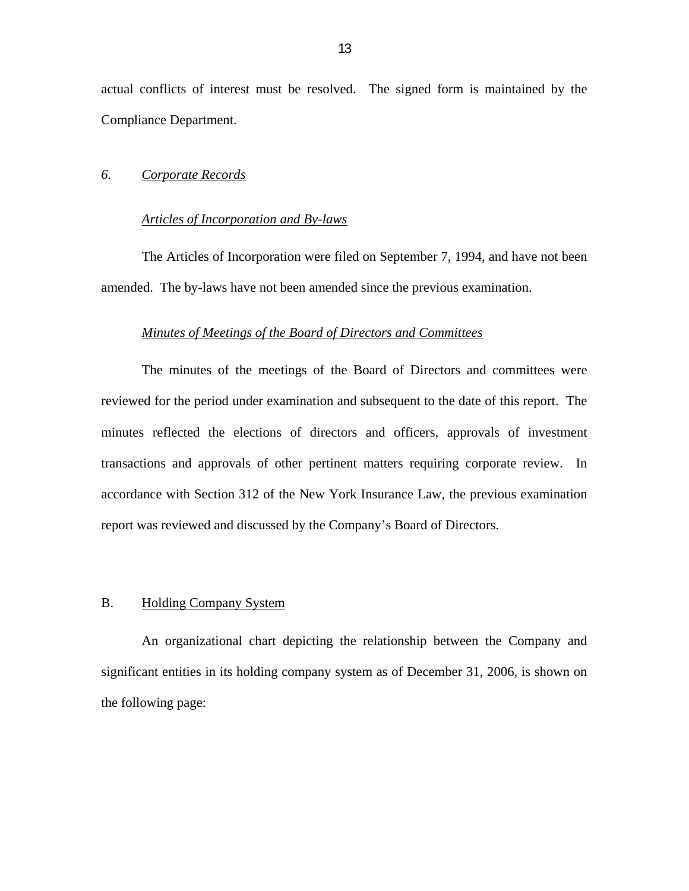actual conflicts of interest must be resolved. The signed form is maintained by the Compliance Department.

### *6. Corporate Records*

#### *Articles of Incorporation and By-laws*

The Articles of Incorporation were filed on September 7, 1994, and have not been amended. The by-laws have not been amended since the previous examination.

#### *Minutes of Meetings of the Board of Directors and Committees*

The minutes of the meetings of the Board of Directors and committees were reviewed for the period under examination and subsequent to the date of this report. The minutes reflected the elections of directors and officers, approvals of investment transactions and approvals of other pertinent matters requiring corporate review. In accordance with Section 312 of the New York Insurance Law, the previous examination report was reviewed and discussed by the Company's Board of Directors.

## B. Holding Company System

An organizational chart depicting the relationship between the Company and significant entities in its holding company system as of December 31, 2006, is shown on the following page: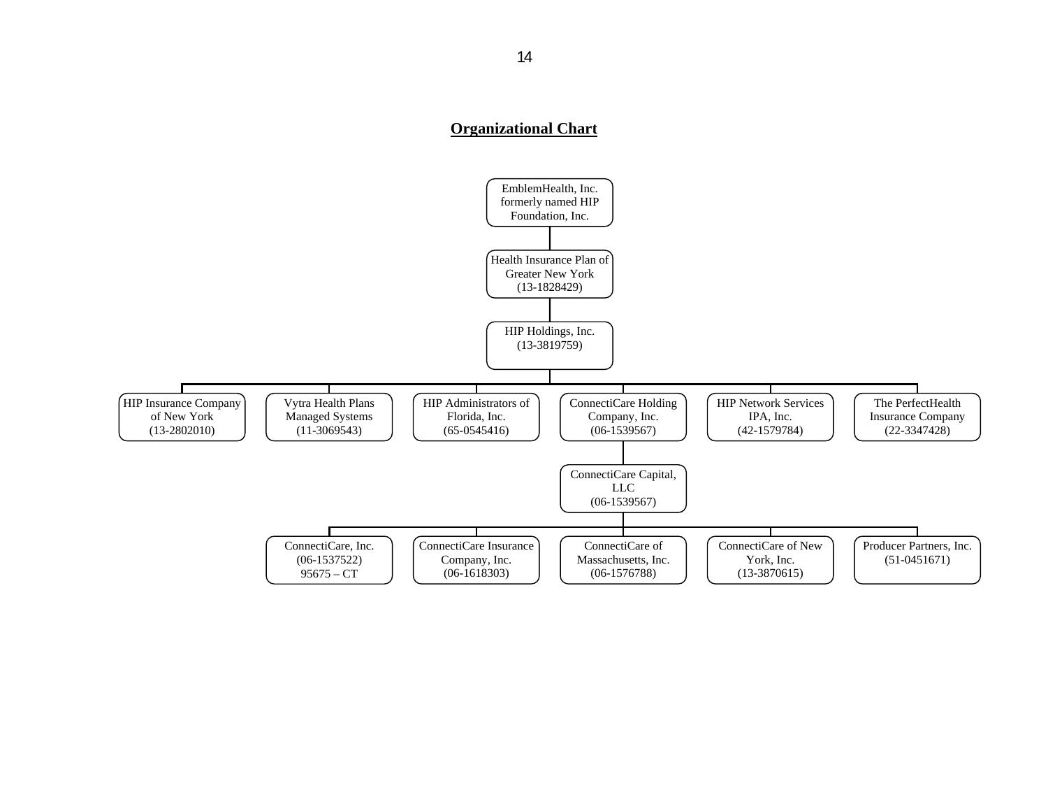## Organizational Chart

- EmblemHealth, Inc. formerly named HIP Foundation, Inc.
  - Health Insurance Plan of Greater New York (13-1828429)
    - HIP Holdings, Inc. (13-3819759)
      - HIP Insurance Company of New York (13-2802010)
      - Vytra Health Plans Managed Systems (11-3069543)
      - HIP Administrators of Florida, Inc. (65-0545416)
      - ConnectiCare Holding Company, Inc. (06-1539567)
        - ConnectiCare Capital, LLC (06-1539567)
          - ConnectiCare, Inc. (06-1537522) 95675 – CT
          - ConnectiCare Insurance Company, Inc. (06-1618303)
          - ConnectiCare of Massachusetts, Inc. (06-1576788)
          - ConnectiCare of New York, Inc. (13-3870615)
          - Producer Partners, Inc. (51-0451671)
      - HIP Network Services IPA, Inc. (42-1579784)
      - The PerfectHealth Insurance Company (22-3347428)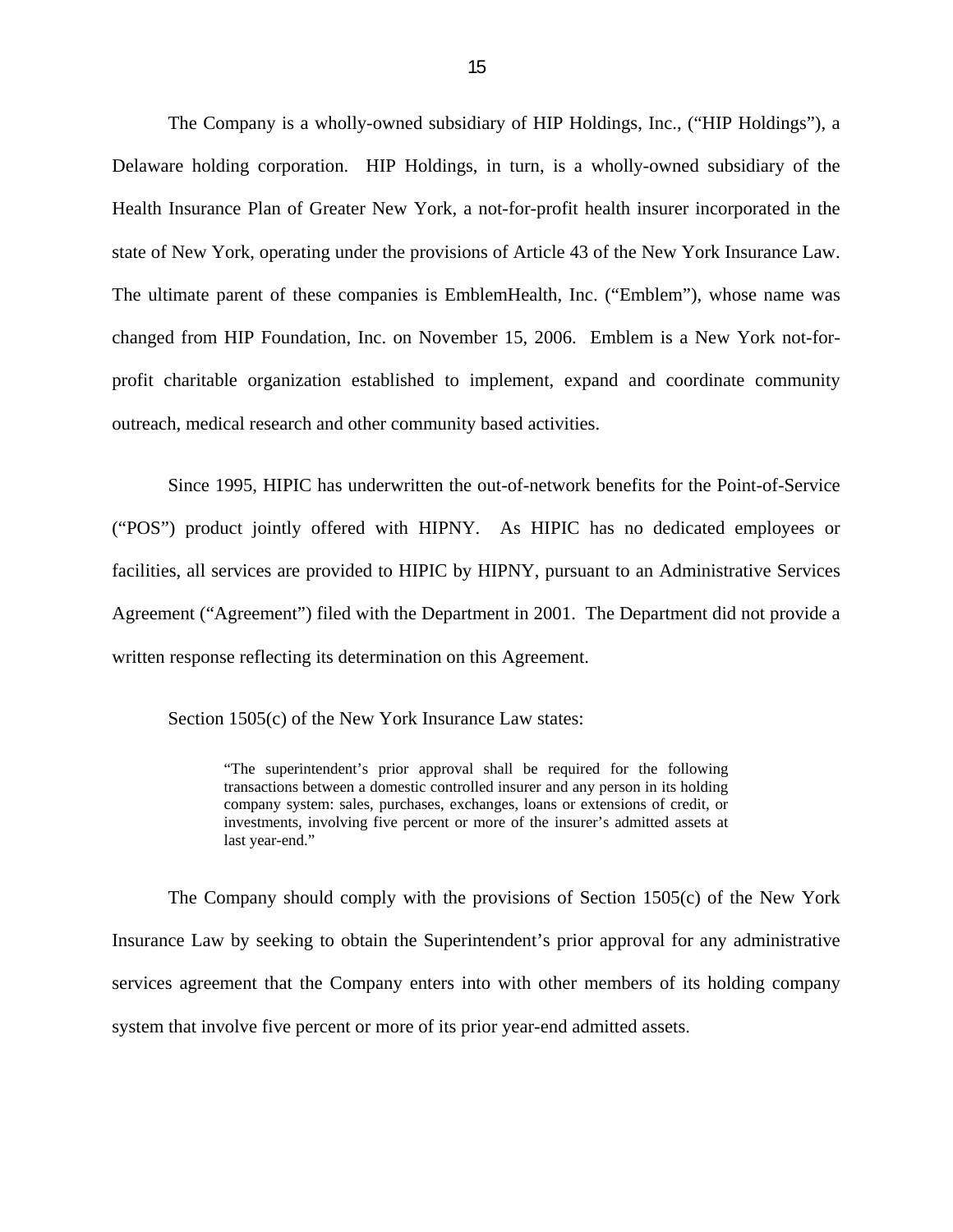The Company is a wholly-owned subsidiary of HIP Holdings, Inc., ("HIP Holdings"), a Delaware holding corporation. HIP Holdings, in turn, is a wholly-owned subsidiary of the Health Insurance Plan of Greater New York, a not-for-profit health insurer incorporated in the state of New York, operating under the provisions of Article 43 of the New York Insurance Law. The ultimate parent of these companies is EmblemHealth, Inc. ("Emblem"), whose name was changed from HIP Foundation, Inc. on November 15, 2006. Emblem is a New York not-for-profit charitable organization established to implement, expand and coordinate community outreach, medical research and other community based activities.

Since 1995, HIPIC has underwritten the out-of-network benefits for the Point-of-Service ("POS") product jointly offered with HIPNY. As HIPIC has no dedicated employees or facilities, all services are provided to HIPIC by HIPNY, pursuant to an Administrative Services Agreement ("Agreement") filed with the Department in 2001. The Department did not provide a written response reflecting its determination on this Agreement.

Section 1505(c) of the New York Insurance Law states:

> "The superintendent's prior approval shall be required for the following transactions between a domestic controlled insurer and any person in its holding company system: sales, purchases, exchanges, loans or extensions of credit, or investments, involving five percent or more of the insurer's admitted assets at last year-end."

The Company should comply with the provisions of Section 1505(c) of the New York Insurance Law by seeking to obtain the Superintendent's prior approval for any administrative services agreement that the Company enters into with other members of its holding company system that involve five percent or more of its prior year-end admitted assets.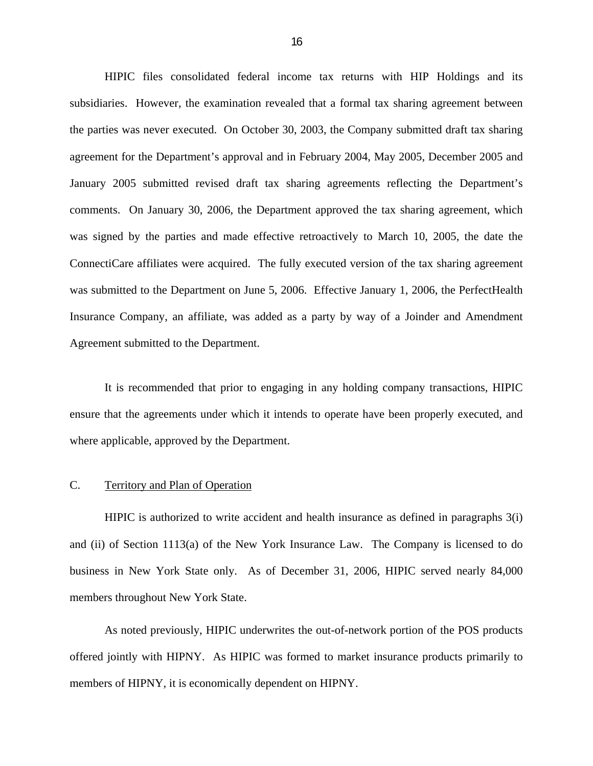HIPIC files consolidated federal income tax returns with HIP Holdings and its subsidiaries. However, the examination revealed that a formal tax sharing agreement between the parties was never executed. On October 30, 2003, the Company submitted draft tax sharing agreement for the Department's approval and in February 2004, May 2005, December 2005 and January 2005 submitted revised draft tax sharing agreements reflecting the Department's comments. On January 30, 2006, the Department approved the tax sharing agreement, which was signed by the parties and made effective retroactively to March 10, 2005, the date the ConnectiCare affiliates were acquired. The fully executed version of the tax sharing agreement was submitted to the Department on June 5, 2006. Effective January 1, 2006, the PerfectHealth Insurance Company, an affiliate, was added as a party by way of a Joinder and Amendment Agreement submitted to the Department.

It is recommended that prior to engaging in any holding company transactions, HIPIC ensure that the agreements under which it intends to operate have been properly executed, and where applicable, approved by the Department.

C. Territory and Plan of Operation

HIPIC is authorized to write accident and health insurance as defined in paragraphs 3(i) and (ii) of Section 1113(a) of the New York Insurance Law. The Company is licensed to do business in New York State only. As of December 31, 2006, HIPIC served nearly 84,000 members throughout New York State.

As noted previously, HIPIC underwrites the out-of-network portion of the POS products offered jointly with HIPNY. As HIPIC was formed to market insurance products primarily to members of HIPNY, it is economically dependent on HIPNY.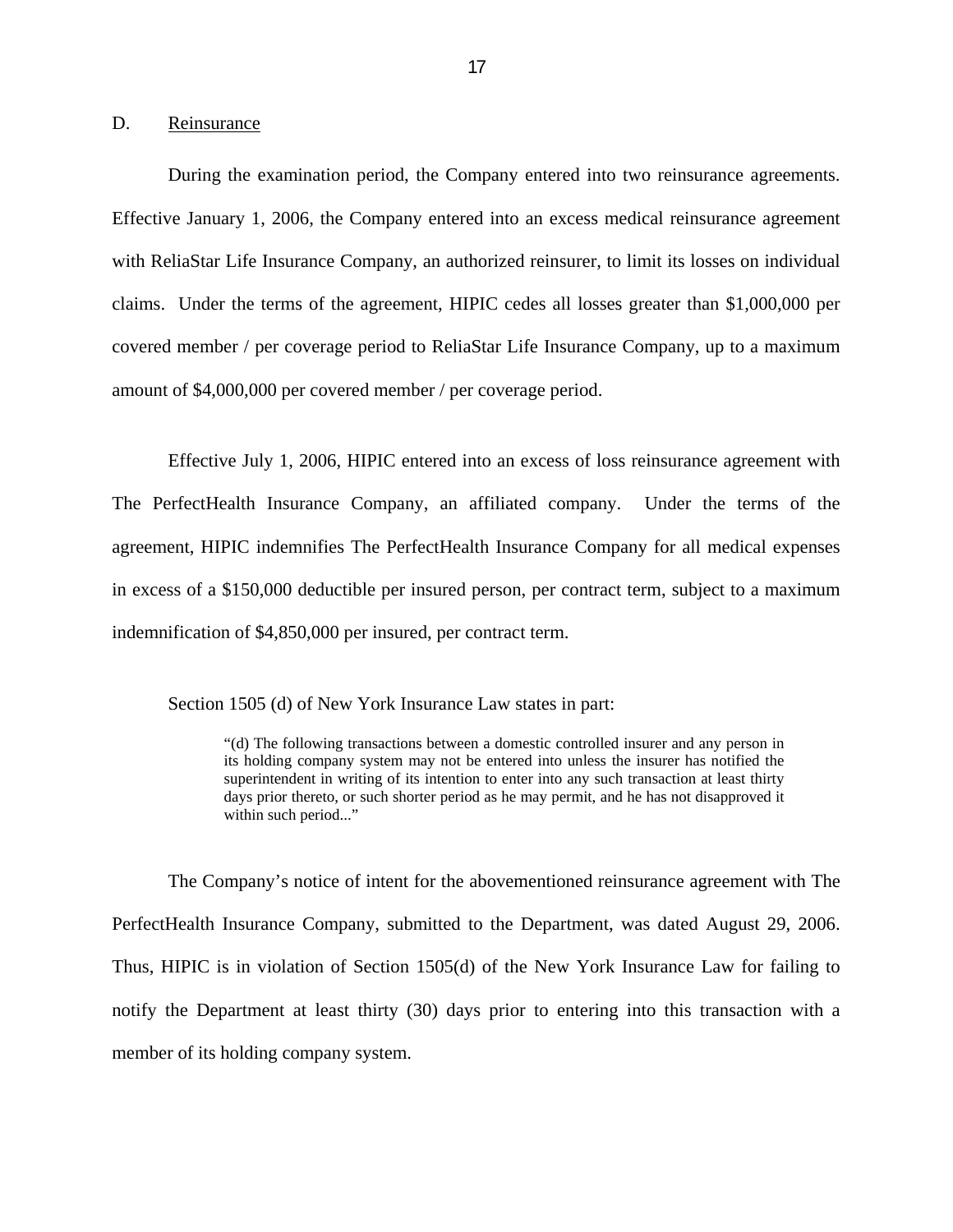## D. <u>Reinsurance</u>

During the examination period, the Company entered into two reinsurance agreements. Effective January 1, 2006, the Company entered into an excess medical reinsurance agreement with ReliaStar Life Insurance Company, an authorized reinsurer, to limit its losses on individual claims. Under the terms of the agreement, HIPIC cedes all losses greater than $1,000,000 per covered member / per coverage period to ReliaStar Life Insurance Company, up to a maximum amount of $4,000,000 per covered member / per coverage period.

Effective July 1, 2006, HIPIC entered into an excess of loss reinsurance agreement with The PerfectHealth Insurance Company, an affiliated company. Under the terms of the agreement, HIPIC indemnifies The PerfectHealth Insurance Company for all medical expenses in excess of a $150,000 deductible per insured person, per contract term, subject to a maximum indemnification of $4,850,000 per insured, per contract term.

Section 1505 (d) of New York Insurance Law states in part:

> "(d) The following transactions between a domestic controlled insurer and any person in its holding company system may not be entered into unless the insurer has notified the superintendent in writing of its intention to enter into any such transaction at least thirty days prior thereto, or such shorter period as he may permit, and he has not disapproved it within such period..."

The Company's notice of intent for the abovementioned reinsurance agreement with The PerfectHealth Insurance Company, submitted to the Department, was dated August 29, 2006. Thus, HIPIC is in violation of Section 1505(d) of the New York Insurance Law for failing to notify the Department at least thirty (30) days prior to entering into this transaction with a member of its holding company system.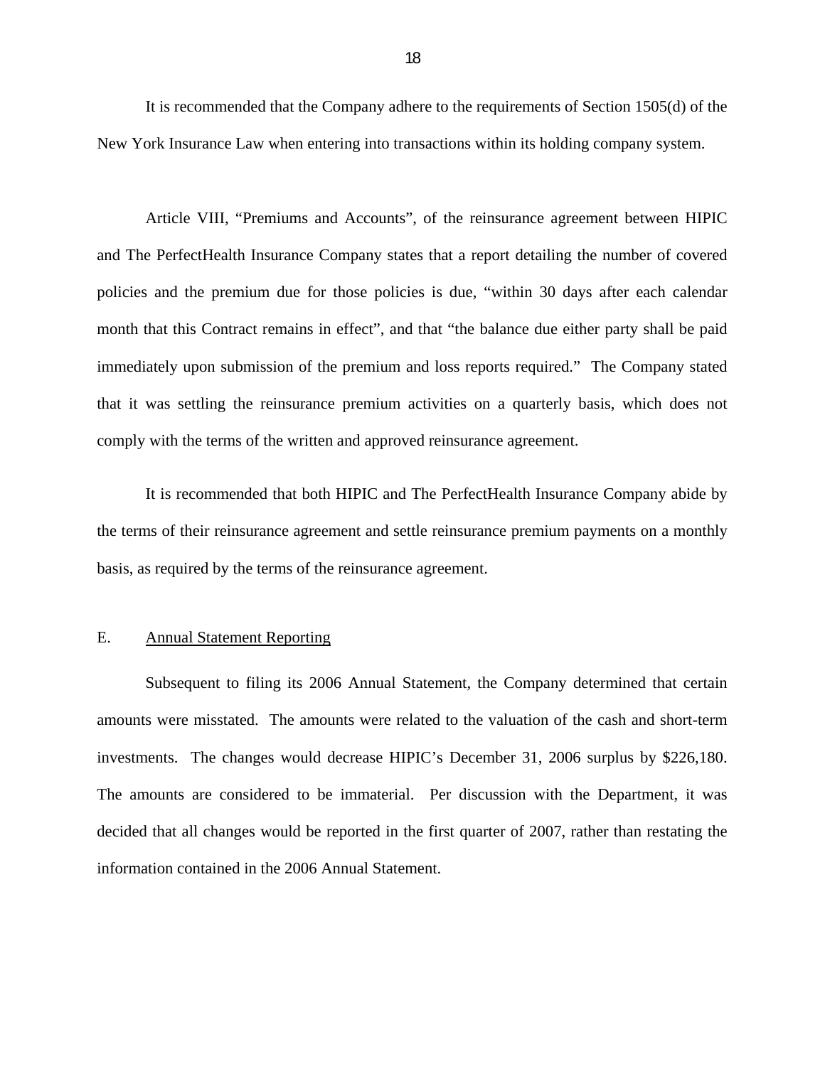It is recommended that the Company adhere to the requirements of Section 1505(d) of the New York Insurance Law when entering into transactions within its holding company system.

Article VIII, "Premiums and Accounts", of the reinsurance agreement between HIPIC and The PerfectHealth Insurance Company states that a report detailing the number of covered policies and the premium due for those policies is due, "within 30 days after each calendar month that this Contract remains in effect", and that "the balance due either party shall be paid immediately upon submission of the premium and loss reports required." The Company stated that it was settling the reinsurance premium activities on a quarterly basis, which does not comply with the terms of the written and approved reinsurance agreement.

It is recommended that both HIPIC and The PerfectHealth Insurance Company abide by the terms of their reinsurance agreement and settle reinsurance premium payments on a monthly basis, as required by the terms of the reinsurance agreement.

## E. <u>Annual Statement Reporting</u>

Subsequent to filing its 2006 Annual Statement, the Company determined that certain amounts were misstated. The amounts were related to the valuation of the cash and short-term investments. The changes would decrease HIPIC's December 31, 2006 surplus by $226,180. The amounts are considered to be immaterial. Per discussion with the Department, it was decided that all changes would be reported in the first quarter of 2007, rather than restating the information contained in the 2006 Annual Statement.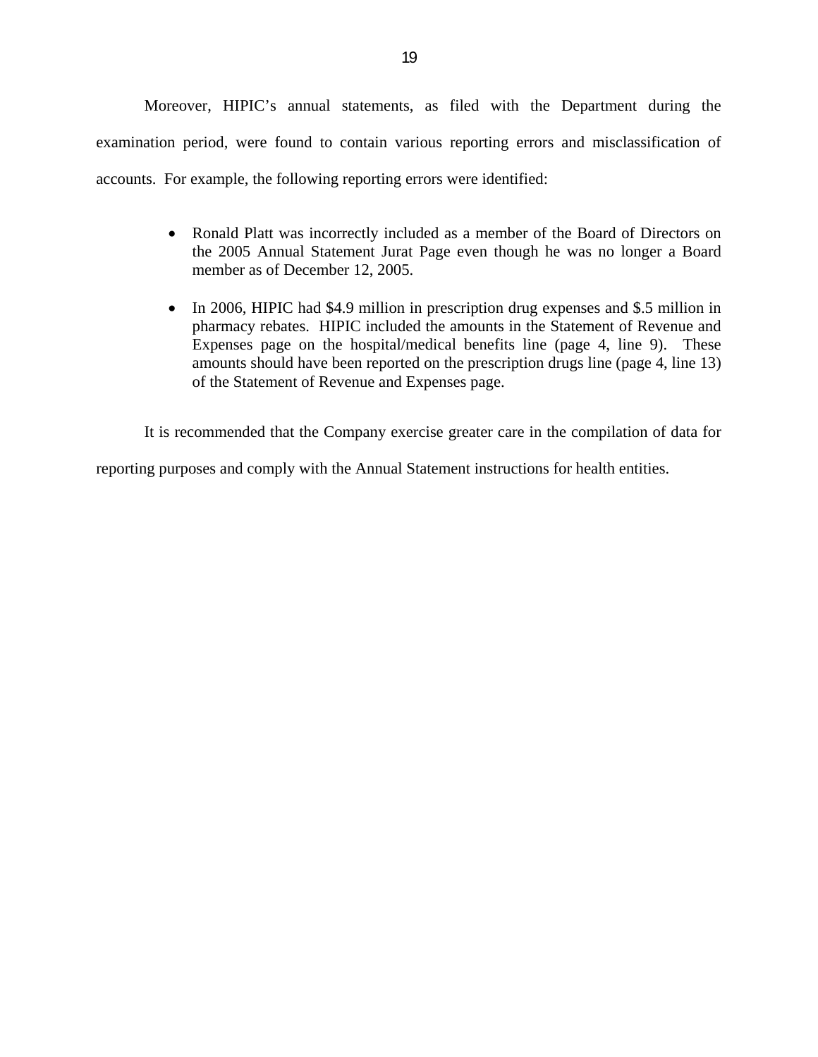Moreover, HIPIC's annual statements, as filed with the Department during the examination period, were found to contain various reporting errors and misclassification of accounts. For example, the following reporting errors were identified:

- Ronald Platt was incorrectly included as a member of the Board of Directors on the 2005 Annual Statement Jurat Page even though he was no longer a Board member as of December 12, 2005.

- In 2006, HIPIC had $4.9 million in prescription drug expenses and $.5 million in pharmacy rebates. HIPIC included the amounts in the Statement of Revenue and Expenses page on the hospital/medical benefits line (page 4, line 9). These amounts should have been reported on the prescription drugs line (page 4, line 13) of the Statement of Revenue and Expenses page.

It is recommended that the Company exercise greater care in the compilation of data for reporting purposes and comply with the Annual Statement instructions for health entities.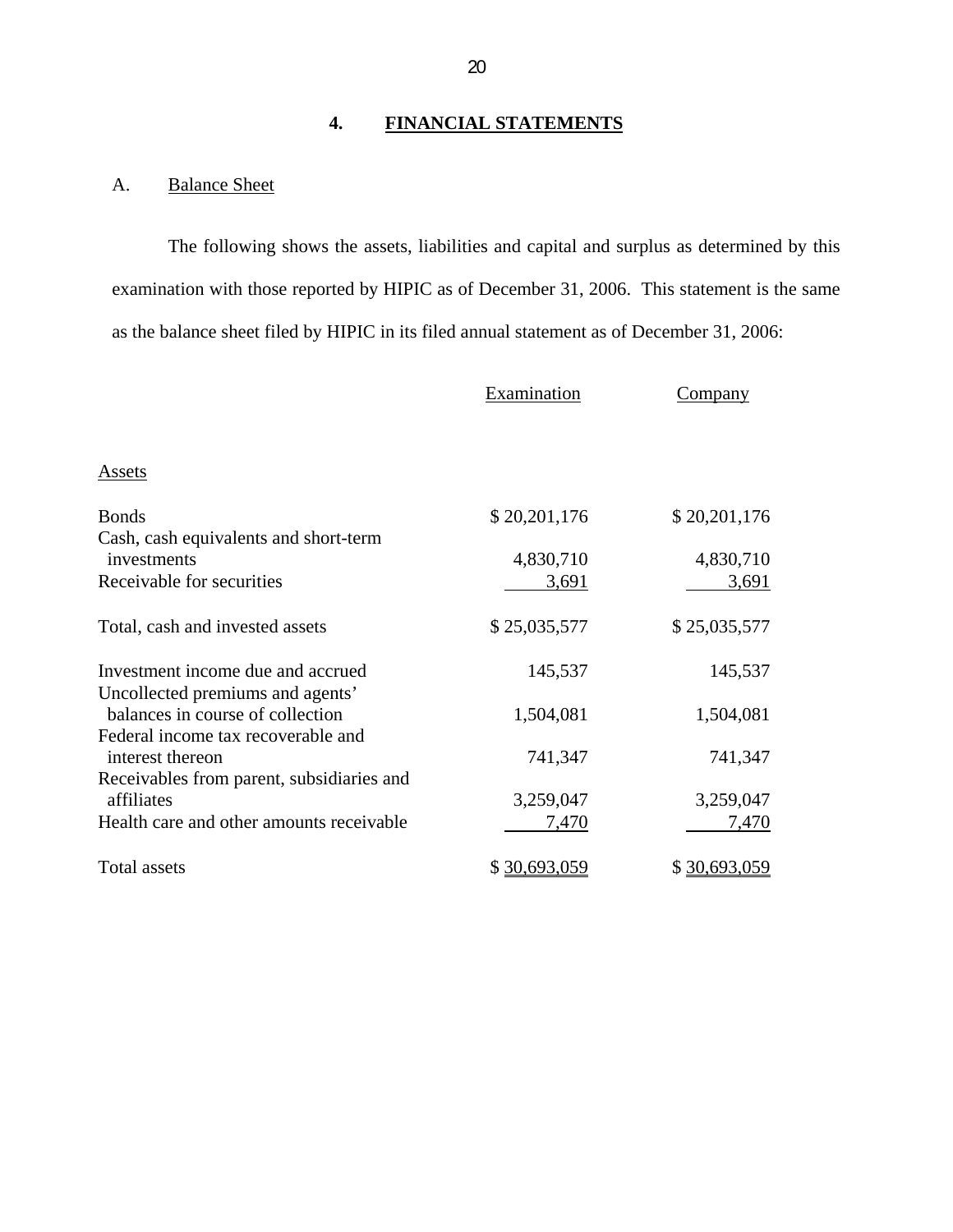## 4. FINANCIAL STATEMENTS

A. Balance Sheet

The following shows the assets, liabilities and capital and surplus as determined by this examination with those reported by HIPIC as of December 31, 2006. This statement is the same as the balance sheet filed by HIPIC in its filed annual statement as of December 31, 2006:

| | Examination | Company |
|---|---|---|
| Assets | | |
| Bonds | $ 20,201,176 | $ 20,201,176 |
| Cash, cash equivalents and short-term investments | 4,830,710 | 4,830,710 |
| Receivable for securities | 3,691 | 3,691 |
| Total, cash and invested assets | $ 25,035,577 | $ 25,035,577 |
| Investment income due and accrued | 145,537 | 145,537 |
| Uncollected premiums and agents' balances in course of collection | 1,504,081 | 1,504,081 |
| Federal income tax recoverable and interest thereon | 741,347 | 741,347 |
| Receivables from parent, subsidiaries and affiliates | 3,259,047 | 3,259,047 |
| Health care and other amounts receivable | 7,470 | 7,470 |
| Total assets | $ 30,693,059 | $ 30,693,059 |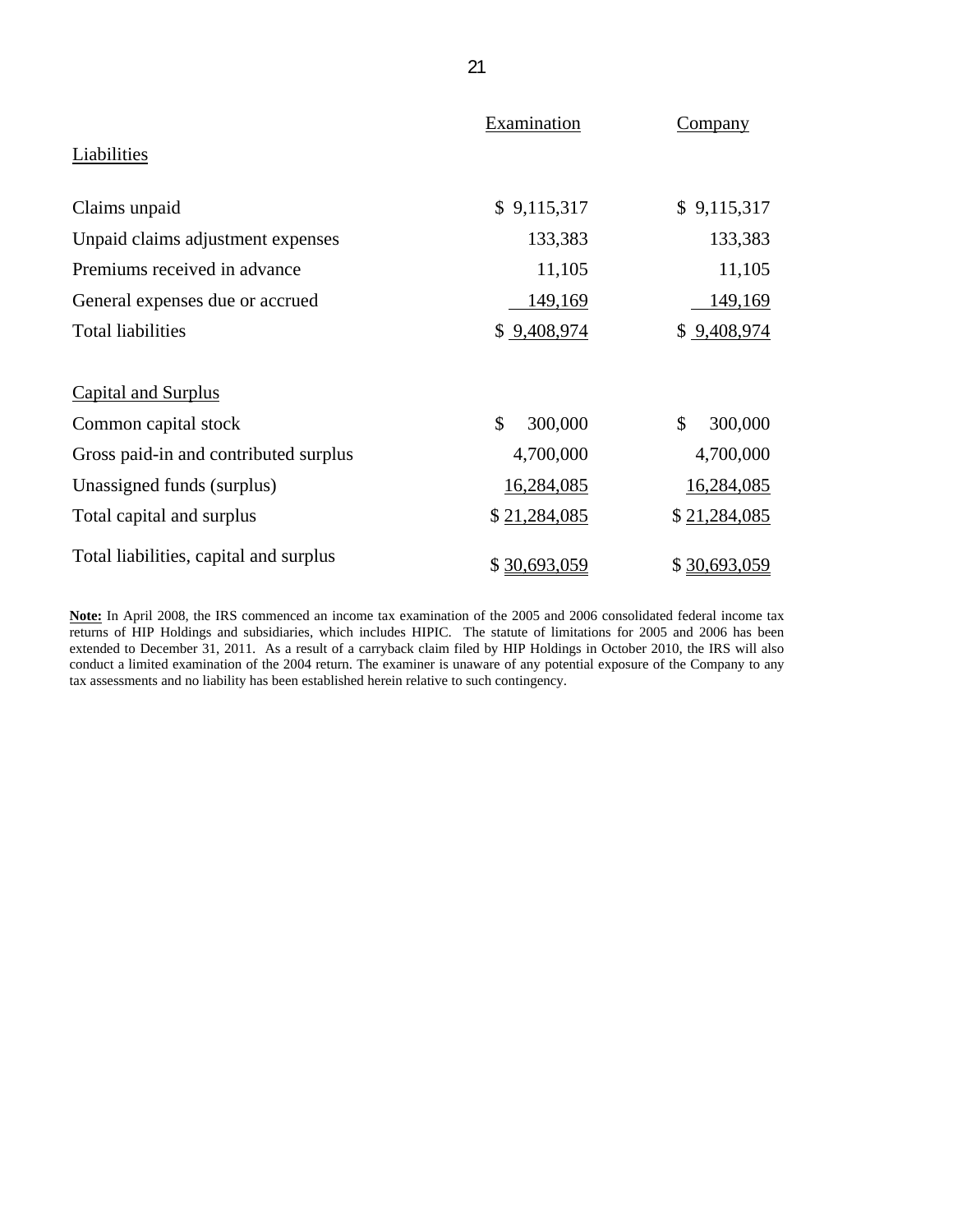| | Examination | Company |
|---|---|---|
| Liabilities | | |
| Claims unpaid | $ 9,115,317 | $ 9,115,317 |
| Unpaid claims adjustment expenses | 133,383 | 133,383 |
| Premiums received in advance | 11,105 | 11,105 |
| General expenses due or accrued | 149,169 | 149,169 |
| Total liabilities | $ 9,408,974 | $ 9,408,974 |
| | | |
| Capital and Surplus | | |
| Common capital stock | $ 300,000 | $ 300,000 |
| Gross paid-in and contributed surplus | 4,700,000 | 4,700,000 |
| Unassigned funds (surplus) | 16,284,085 | 16,284,085 |
| Total capital and surplus | $ 21,284,085 | $ 21,284,085 |
| Total liabilities, capital and surplus | $ 30,693,059 | $ 30,693,059 |

**Note:** In April 2008, the IRS commenced an income tax examination of the 2005 and 2006 consolidated federal income tax returns of HIP Holdings and subsidiaries, which includes HIPIC. The statute of limitations for 2005 and 2006 has been extended to December 31, 2011. As a result of a carryback claim filed by HIP Holdings in October 2010, the IRS will also conduct a limited examination of the 2004 return. The examiner is unaware of any potential exposure of the Company to any tax assessments and no liability has been established herein relative to such contingency.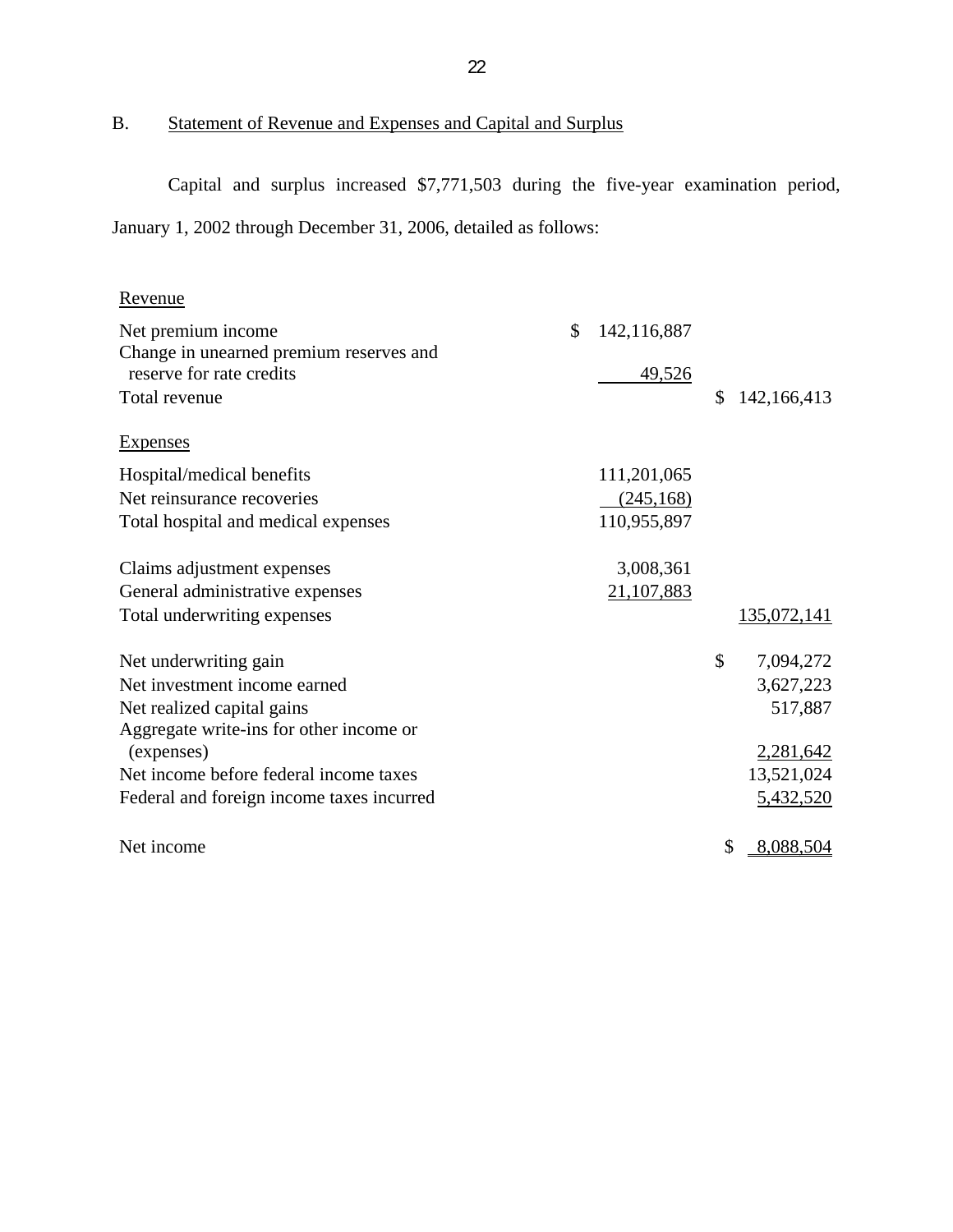## B. Statement of Revenue and Expenses and Capital and Surplus

Capital and surplus increased $7,771,503 during the five-year examination period, January 1, 2002 through December 31, 2006, detailed as follows:

| | | |
|---|---|---|
| Revenue | | |
| Net premium income | $ 142,116,887 | |
| Change in unearned premium reserves and reserve for rate credits | 49,526 | |
| Total revenue | | $ 142,166,413 |
| Expenses | | |
| Hospital/medical benefits | 111,201,065 | |
| Net reinsurance recoveries | (245,168) | |
| Total hospital and medical expenses | 110,955,897 | |
| Claims adjustment expenses | 3,008,361 | |
| General administrative expenses | 21,107,883 | |
| Total underwriting expenses | | 135,072,141 |
| Net underwriting gain | | $ 7,094,272 |
| Net investment income earned | | 3,627,223 |
| Net realized capital gains | | 517,887 |
| Aggregate write-ins for other income or (expenses) | | 2,281,642 |
| Net income before federal income taxes | | 13,521,024 |
| Federal and foreign income taxes incurred | | 5,432,520 |
| Net income | | $ 8,088,504 |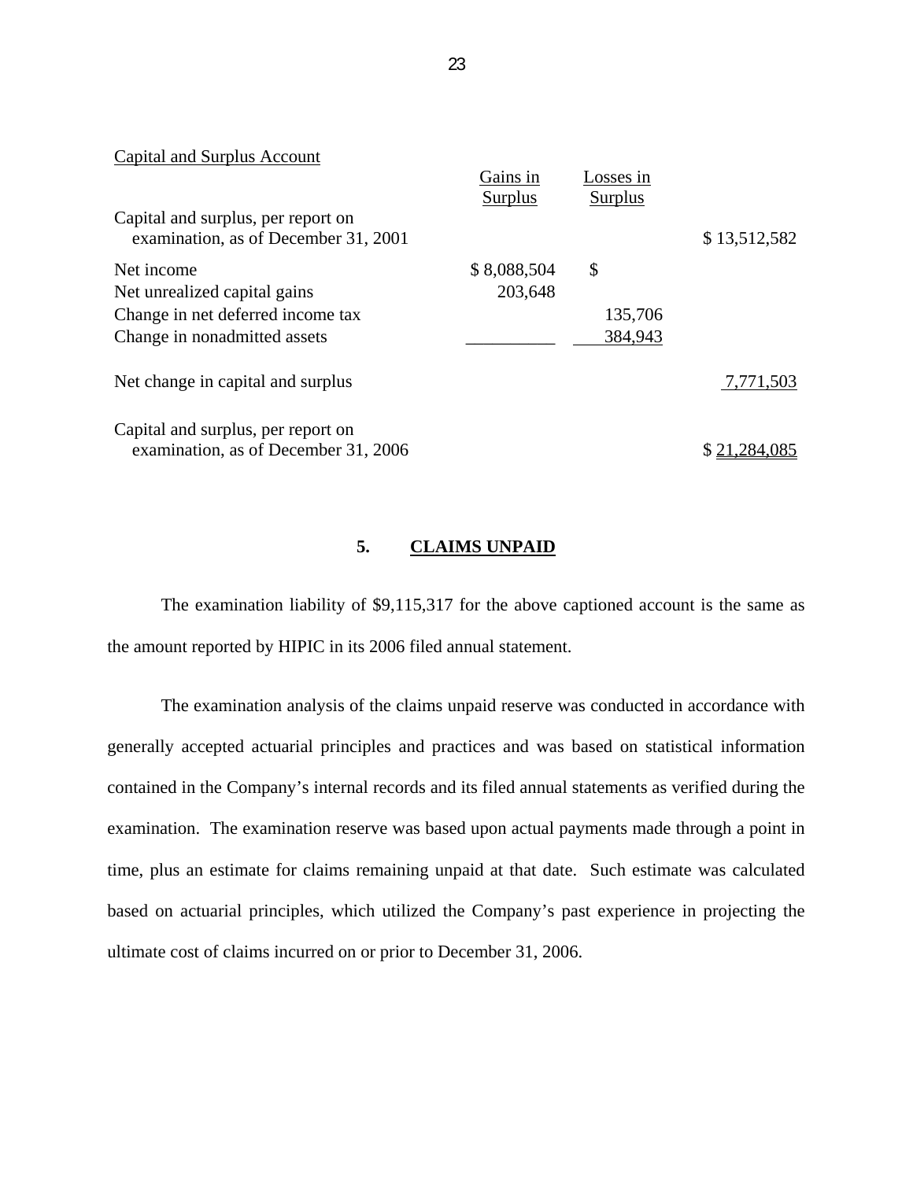Capital and Surplus Account

| | Gains in Surplus | Losses in Surplus | |
|---|---|---|---|
| Capital and surplus, per report on examination, as of December 31, 2001 | | | $ 13,512,582 |
| Net income | $ 8,088,504 | $ | |
| Net unrealized capital gains | 203,648 | | |
| Change in net deferred income tax | | 135,706 | |
| Change in nonadmitted assets | __________ | 384,943 | |
| Net change in capital and surplus | | | 7,771,503 |
| Capital and surplus, per report on examination, as of December 31, 2006 | | | $ 21,284,085 |

## 5. CLAIMS UNPAID

The examination liability of $9,115,317 for the above captioned account is the same as the amount reported by HIPIC in its 2006 filed annual statement.

The examination analysis of the claims unpaid reserve was conducted in accordance with generally accepted actuarial principles and practices and was based on statistical information contained in the Company's internal records and its filed annual statements as verified during the examination. The examination reserve was based upon actual payments made through a point in time, plus an estimate for claims remaining unpaid at that date. Such estimate was calculated based on actuarial principles, which utilized the Company's past experience in projecting the ultimate cost of claims incurred on or prior to December 31, 2006.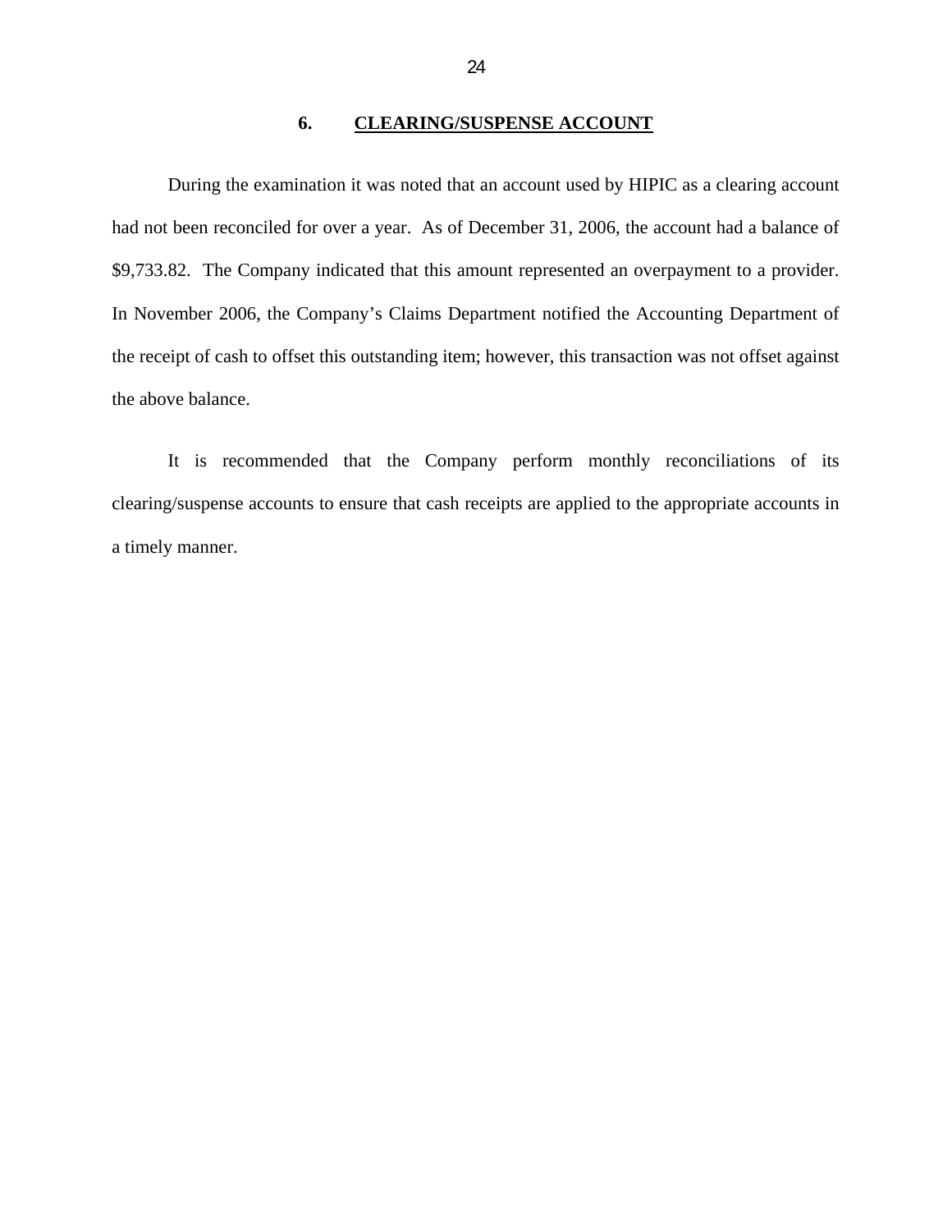## 6. CLEARING/SUSPENSE ACCOUNT

During the examination it was noted that an account used by HIPIC as a clearing account had not been reconciled for over a year. As of December 31, 2006, the account had a balance of $9,733.82. The Company indicated that this amount represented an overpayment to a provider. In November 2006, the Company's Claims Department notified the Accounting Department of the receipt of cash to offset this outstanding item; however, this transaction was not offset against the above balance.

It is recommended that the Company perform monthly reconciliations of its clearing/suspense accounts to ensure that cash receipts are applied to the appropriate accounts in a timely manner.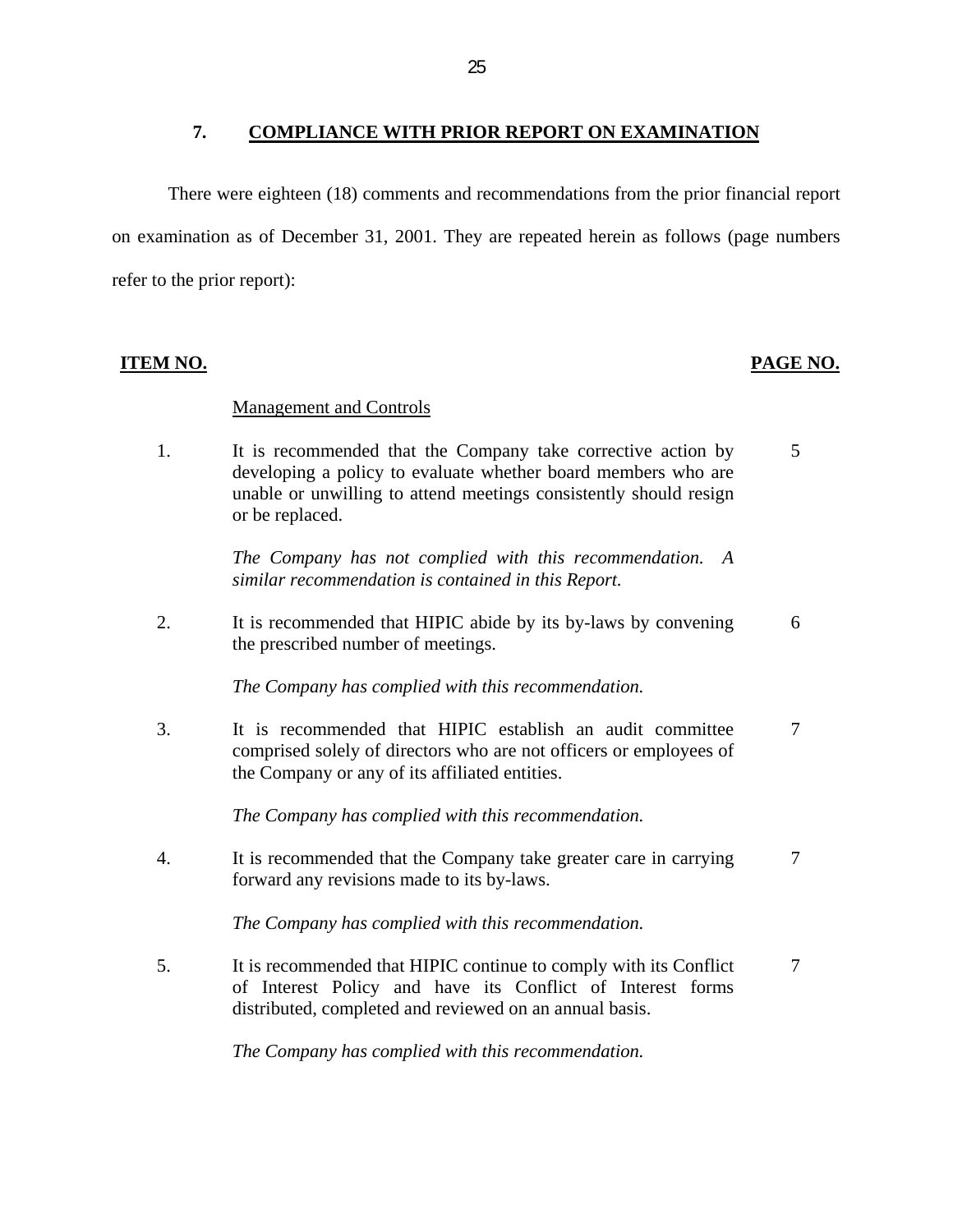## 7. COMPLIANCE WITH PRIOR REPORT ON EXAMINATION

There were eighteen (18) comments and recommendations from the prior financial report on examination as of December 31, 2001. They are repeated herein as follows (page numbers refer to the prior report):

| ITEM NO. | | PAGE NO. |
|---|---|---|
| | Management and Controls | |
| 1. | It is recommended that the Company take corrective action by developing a policy to evaluate whether board members who are unable or unwilling to attend meetings consistently should resign or be replaced.<br><br>*The Company has not complied with this recommendation. A similar recommendation is contained in this Report.* | 5 |
| 2. | It is recommended that HIPIC abide by its by-laws by convening the prescribed number of meetings.<br><br>*The Company has complied with this recommendation.* | 6 |
| 3. | It is recommended that HIPIC establish an audit committee comprised solely of directors who are not officers or employees of the Company or any of its affiliated entities.<br><br>*The Company has complied with this recommendation.* | 7 |
| 4. | It is recommended that the Company take greater care in carrying forward any revisions made to its by-laws.<br><br>*The Company has complied with this recommendation.* | 7 |
| 5. | It is recommended that HIPIC continue to comply with its Conflict of Interest Policy and have its Conflict of Interest forms distributed, completed and reviewed on an annual basis.<br><br>*The Company has complied with this recommendation.* | 7 |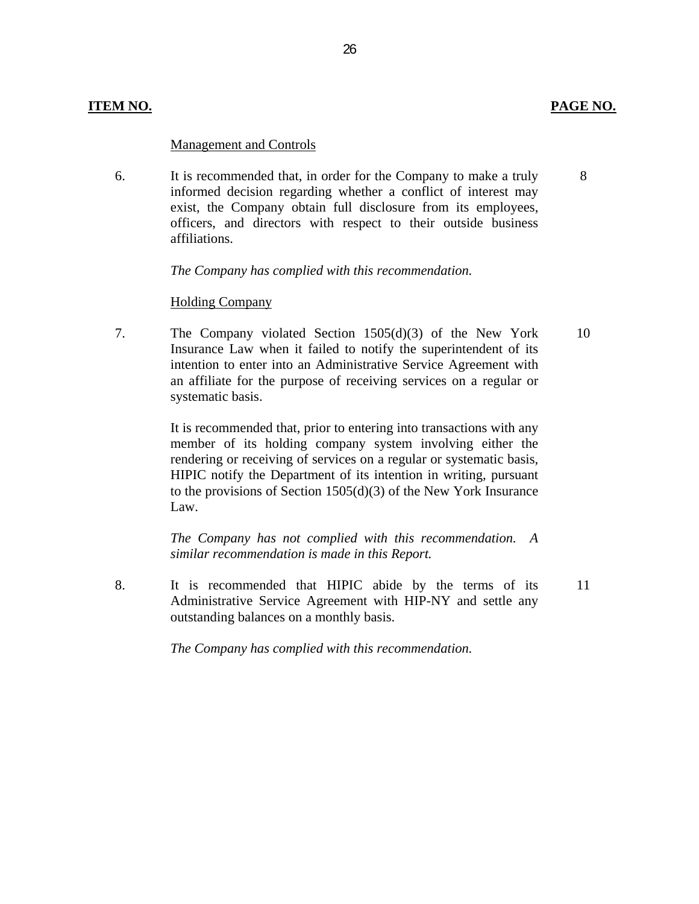| ITEM NO. | | PAGE NO. |
|---|---|---|
| | <u>Management and Controls</u> | |
| 6. | It is recommended that, in order for the Company to make a truly informed decision regarding whether a conflict of interest may exist, the Company obtain full disclosure from its employees, officers, and directors with respect to their outside business affiliations.<br><br>*The Company has complied with this recommendation.* | 8 |
| | <u>Holding Company</u> | |
| 7. | The Company violated Section 1505(d)(3) of the New York Insurance Law when it failed to notify the superintendent of its intention to enter into an Administrative Service Agreement with an affiliate for the purpose of receiving services on a regular or systematic basis.<br><br>It is recommended that, prior to entering into transactions with any member of its holding company system involving either the rendering or receiving of services on a regular or systematic basis, HIPIC notify the Department of its intention in writing, pursuant to the provisions of Section 1505(d)(3) of the New York Insurance Law.<br><br>*The Company has not complied with this recommendation. A similar recommendation is made in this Report.* | 10 |
| 8. | It is recommended that HIPIC abide by the terms of its Administrative Service Agreement with HIP-NY and settle any outstanding balances on a monthly basis.<br><br>*The Company has complied with this recommendation.* | 11 |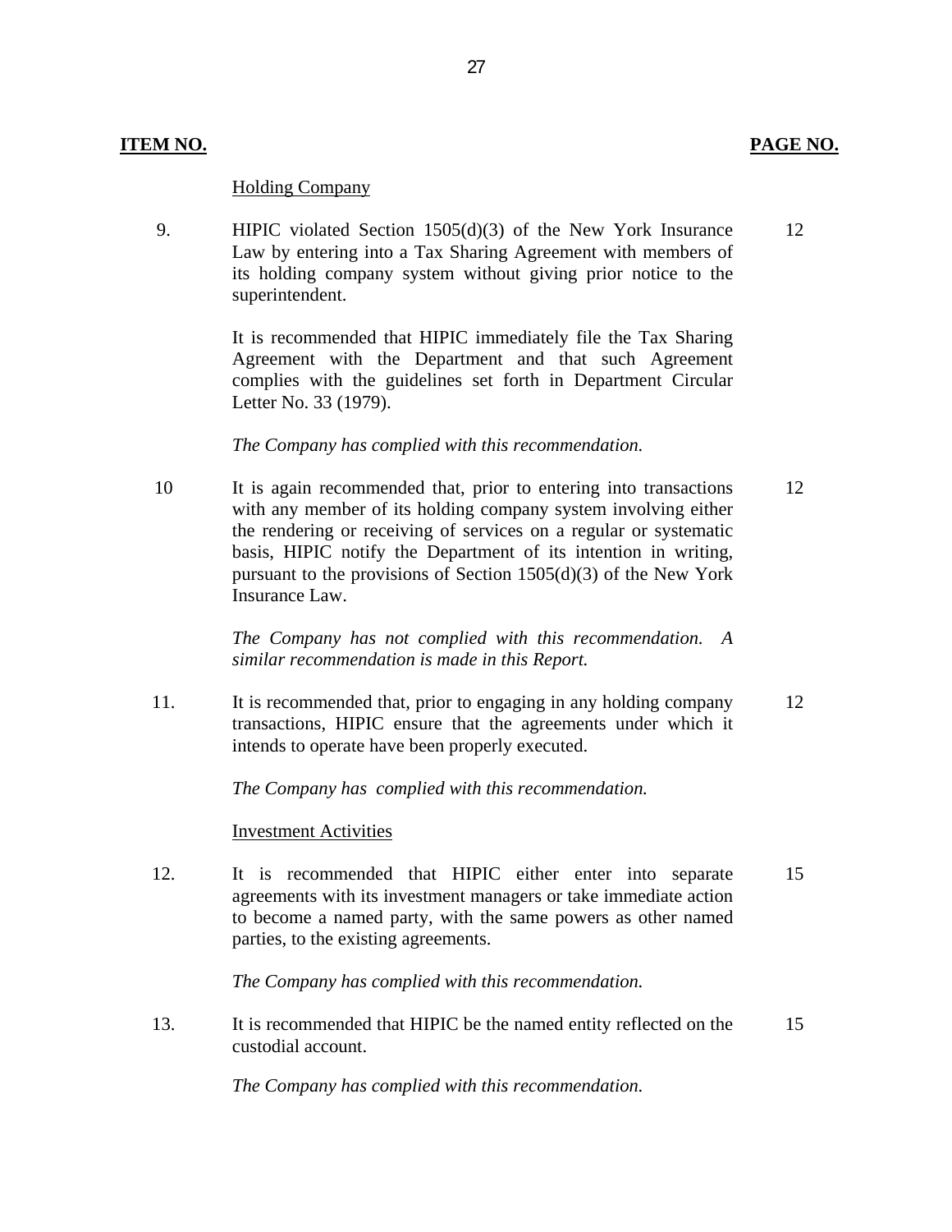| ITEM NO. | | PAGE NO. |
|---|---|---|
| | Holding Company | |
| 9. | HIPIC violated Section 1505(d)(3) of the New York Insurance Law by entering into a Tax Sharing Agreement with members of its holding company system without giving prior notice to the superintendent.<br><br>It is recommended that HIPIC immediately file the Tax Sharing Agreement with the Department and that such Agreement complies with the guidelines set forth in Department Circular Letter No. 33 (1979).<br><br>*The Company has complied with this recommendation.* | 12 |
| 10 | It is again recommended that, prior to entering into transactions with any member of its holding company system involving either the rendering or receiving of services on a regular or systematic basis, HIPIC notify the Department of its intention in writing, pursuant to the provisions of Section 1505(d)(3) of the New York Insurance Law.<br><br>*The Company has not complied with this recommendation. A similar recommendation is made in this Report.* | 12 |
| 11. | It is recommended that, prior to engaging in any holding company transactions, HIPIC ensure that the agreements under which it intends to operate have been properly executed.<br><br>*The Company has complied with this recommendation.* | 12 |
| | Investment Activities | |
| 12. | It is recommended that HIPIC either enter into separate agreements with its investment managers or take immediate action to become a named party, with the same powers as other named parties, to the existing agreements.<br><br>*The Company has complied with this recommendation.* | 15 |
| 13. | It is recommended that HIPIC be the named entity reflected on the custodial account.<br><br>*The Company has complied with this recommendation.* | 15 |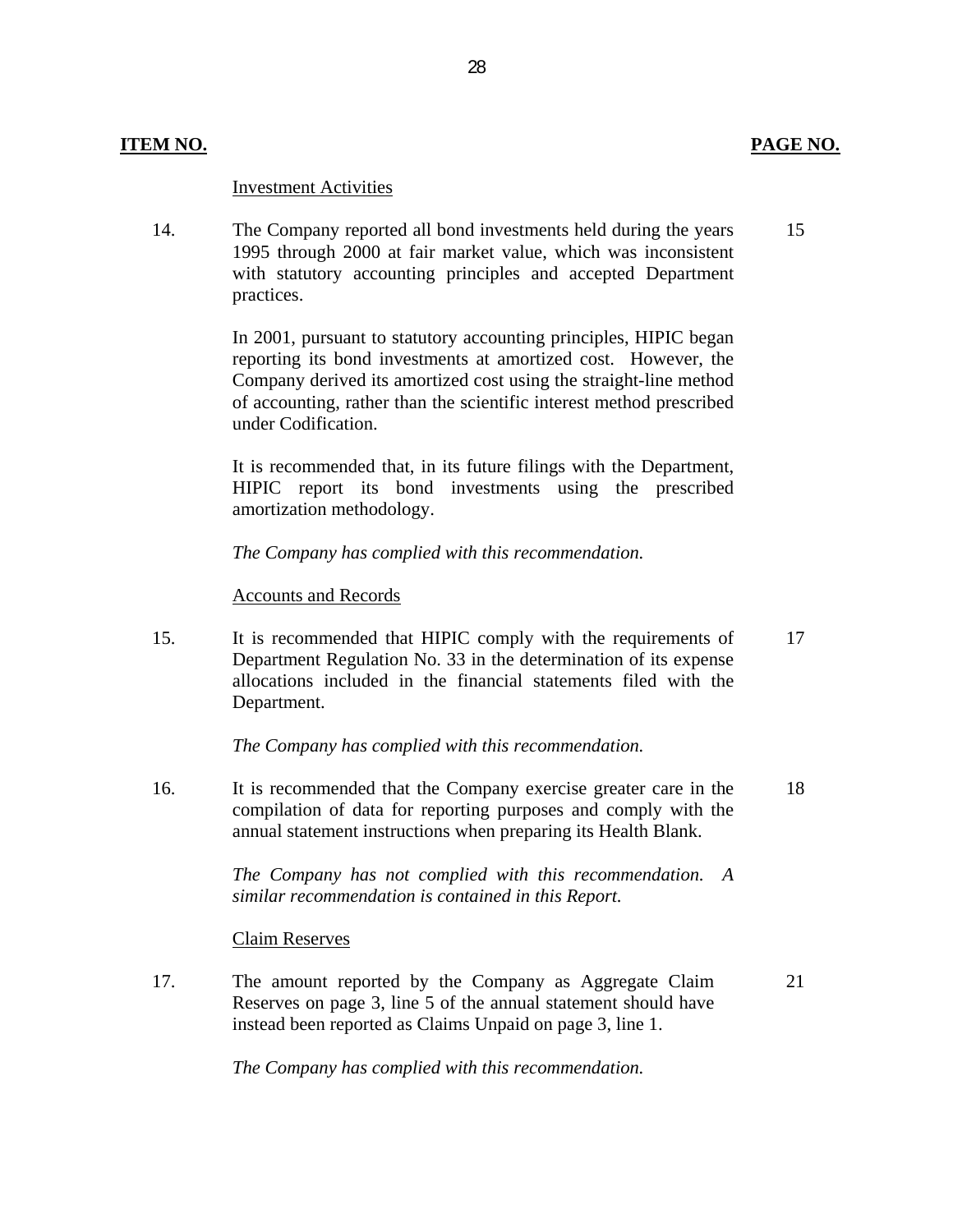| ITEM NO. | | PAGE NO. |
|---|---|---|
| | Investment Activities | |
| 14. | The Company reported all bond investments held during the years 1995 through 2000 at fair market value, which was inconsistent with statutory accounting principles and accepted Department practices.<br><br>In 2001, pursuant to statutory accounting principles, HIPIC began reporting its bond investments at amortized cost. However, the Company derived its amortized cost using the straight-line method of accounting, rather than the scientific interest method prescribed under Codification.<br><br>It is recommended that, in its future filings with the Department, HIPIC report its bond investments using the prescribed amortization methodology.<br><br>*The Company has complied with this recommendation.* | 15 |
| | Accounts and Records | |
| 15. | It is recommended that HIPIC comply with the requirements of Department Regulation No. 33 in the determination of its expense allocations included in the financial statements filed with the Department.<br><br>*The Company has complied with this recommendation.* | 17 |
| 16. | It is recommended that the Company exercise greater care in the compilation of data for reporting purposes and comply with the annual statement instructions when preparing its Health Blank.<br><br>*The Company has not complied with this recommendation. A similar recommendation is contained in this Report.* | 18 |
| | Claim Reserves | |
| 17. | The amount reported by the Company as Aggregate Claim Reserves on page 3, line 5 of the annual statement should have instead been reported as Claims Unpaid on page 3, line 1.<br><br>*The Company has complied with this recommendation.* | 21 |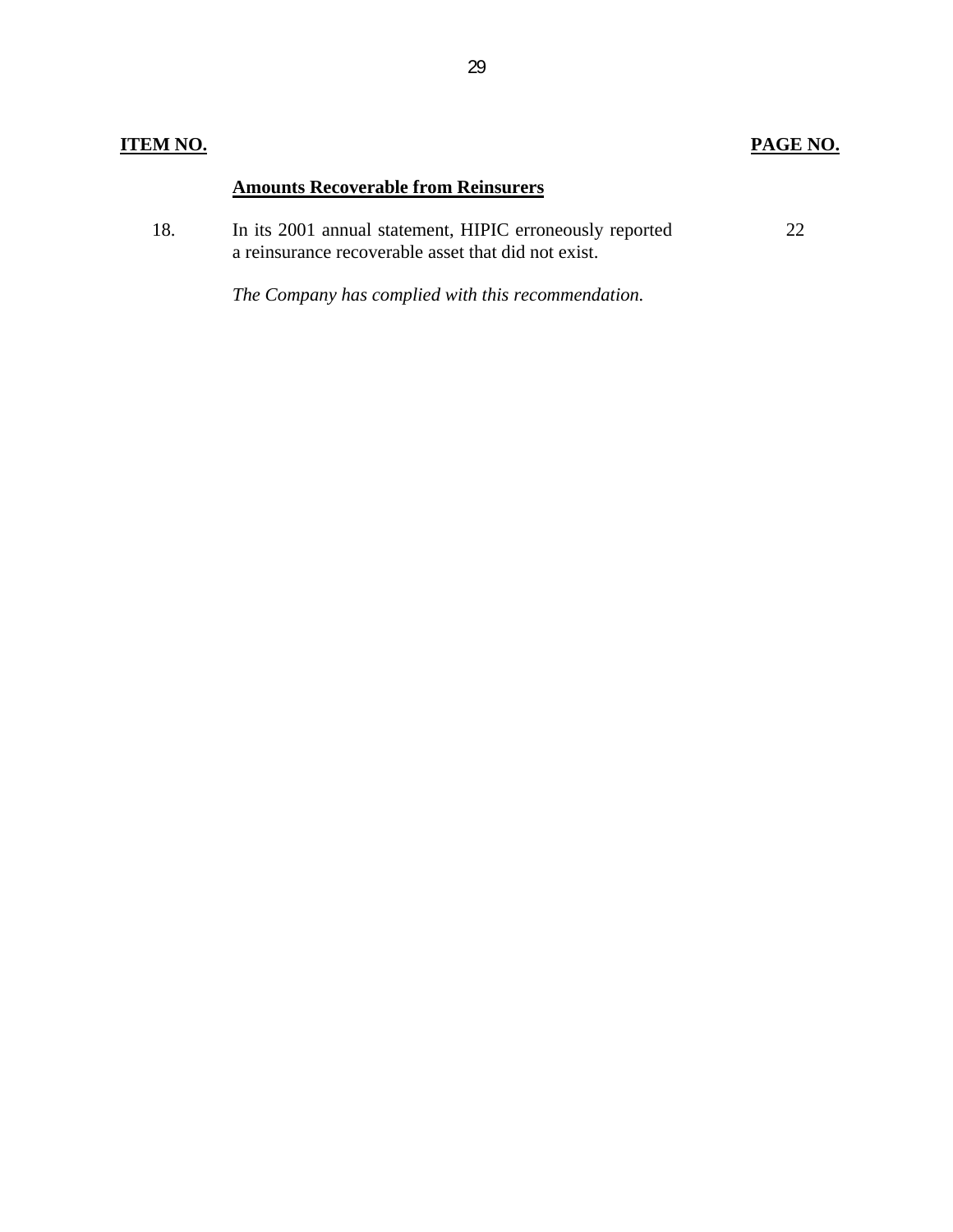| ITEM NO. | | PAGE NO. |
|---|---|---|
| | **Amounts Recoverable from Reinsurers** | |
| 18. | In its 2001 annual statement, HIPIC erroneously reported a reinsurance recoverable asset that did not exist. | 22 |
| | *The Company has complied with this recommendation.* | |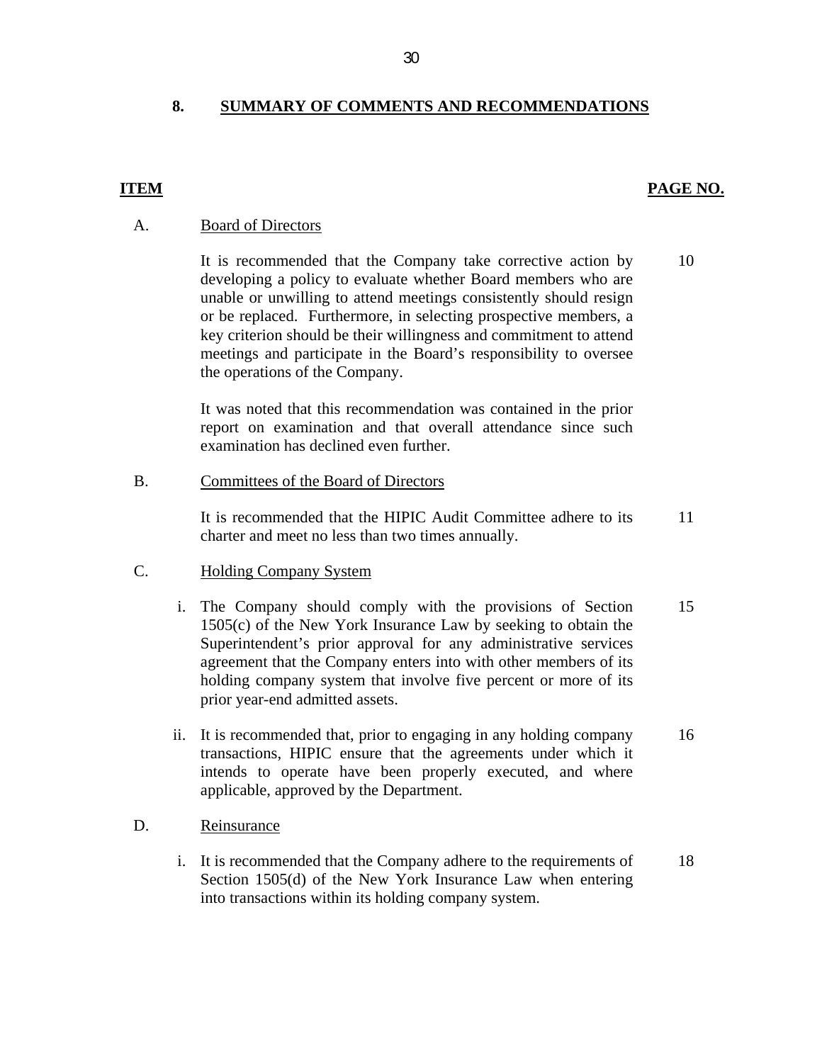## 8. SUMMARY OF COMMENTS AND RECOMMENDATIONS

| ITEM | | PAGE NO. |
|---|---|---|
| A. | **Board of Directors** | |
| | It is recommended that the Company take corrective action by developing a policy to evaluate whether Board members who are unable or unwilling to attend meetings consistently should resign or be replaced. Furthermore, in selecting prospective members, a key criterion should be their willingness and commitment to attend meetings and participate in the Board's responsibility to oversee the operations of the Company. | 10 |
| | It was noted that this recommendation was contained in the prior report on examination and that overall attendance since such examination has declined even further. | |
| B. | **Committees of the Board of Directors** | |
| | It is recommended that the HIPIC Audit Committee adhere to its charter and meet no less than two times annually. | 11 |
| C. | **Holding Company System** | |
| | i. The Company should comply with the provisions of Section 1505(c) of the New York Insurance Law by seeking to obtain the Superintendent's prior approval for any administrative services agreement that the Company enters into with other members of its holding company system that involve five percent or more of its prior year-end admitted assets. | 15 |
| | ii. It is recommended that, prior to engaging in any holding company transactions, HIPIC ensure that the agreements under which it intends to operate have been properly executed, and where applicable, approved by the Department. | 16 |
| D. | **Reinsurance** | |
| | i. It is recommended that the Company adhere to the requirements of Section 1505(d) of the New York Insurance Law when entering into transactions within its holding company system. | 18 |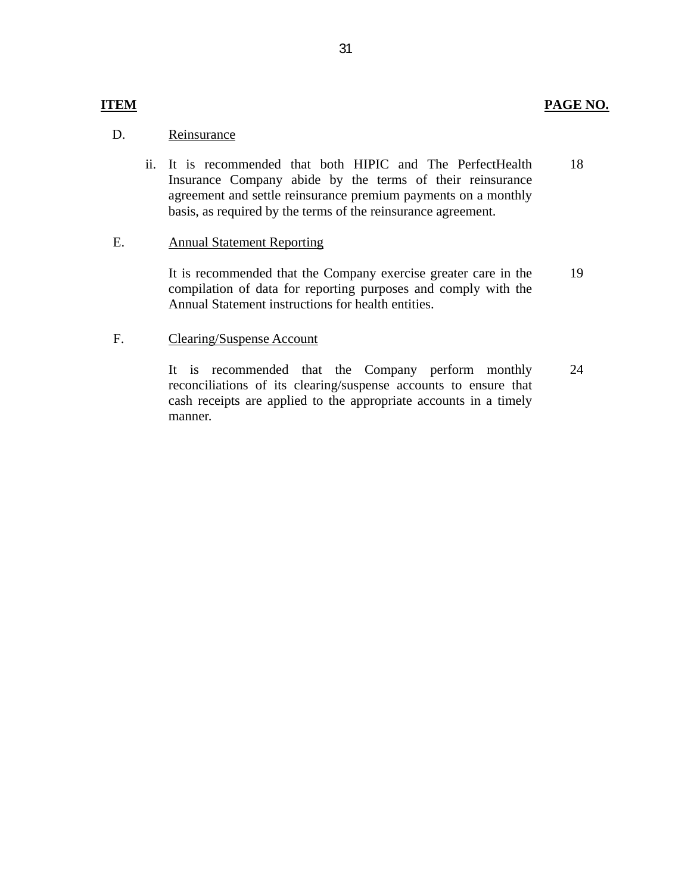| ITEM | | PAGE NO. |
|---|---|---|
| D. | Reinsurance | |
| | ii. It is recommended that both HIPIC and The PerfectHealth Insurance Company abide by the terms of their reinsurance agreement and settle reinsurance premium payments on a monthly basis, as required by the terms of the reinsurance agreement. | 18 |
| E. | Annual Statement Reporting | |
| | It is recommended that the Company exercise greater care in the compilation of data for reporting purposes and comply with the Annual Statement instructions for health entities. | 19 |
| F. | Clearing/Suspense Account | |
| | It is recommended that the Company perform monthly reconciliations of its clearing/suspense accounts to ensure that cash receipts are applied to the appropriate accounts in a timely manner. | 24 |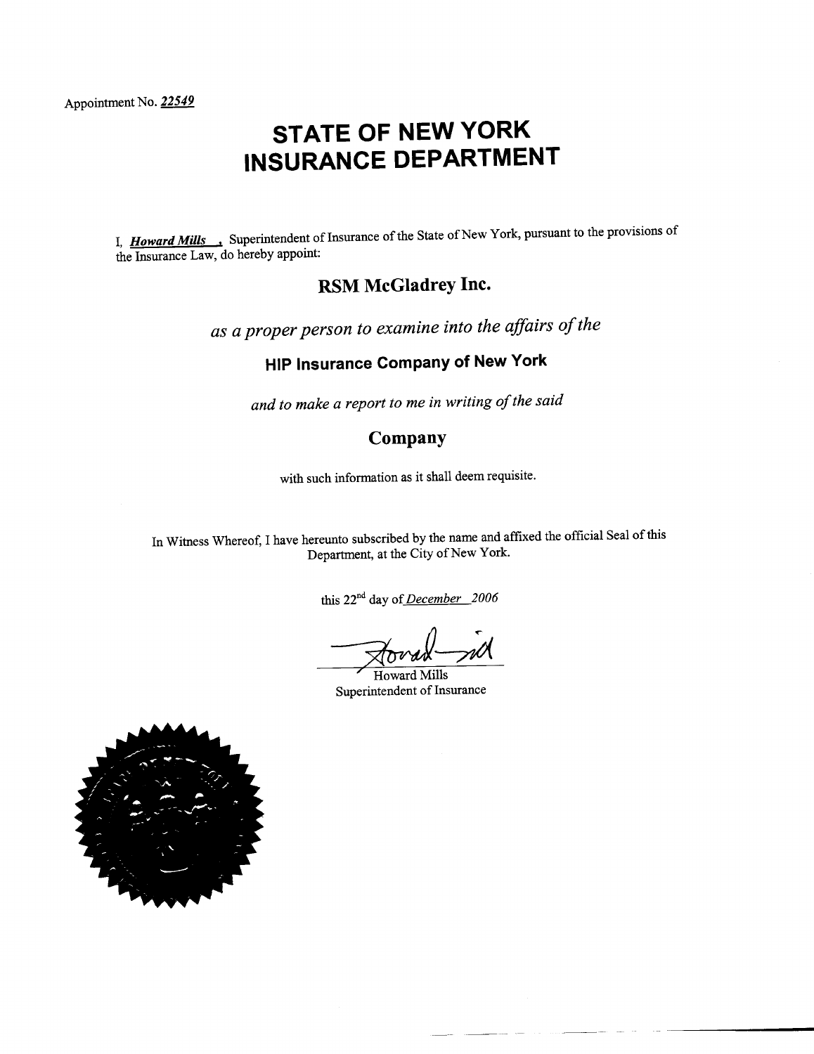Appointment No. 22549

# STATE OF NEW YORK
# INSURANCE DEPARTMENT

I, ***Howard Mills***, Superintendent of Insurance of the State of New York, pursuant to the provisions of the Insurance Law, do hereby appoint:

**RSM McGladrey Inc.**

*as a proper person to examine into the affairs of the*

**HIP Insurance Company of New York**

*and to make a report to me in writing of the said*

**Company**

with such information as it shall deem requisite.

In Witness Whereof, I have hereunto subscribed by the name and affixed the official Seal of this Department, at the City of New York.

this 22nd day of *December 2006*

Howard Mills
Superintendent of Insurance